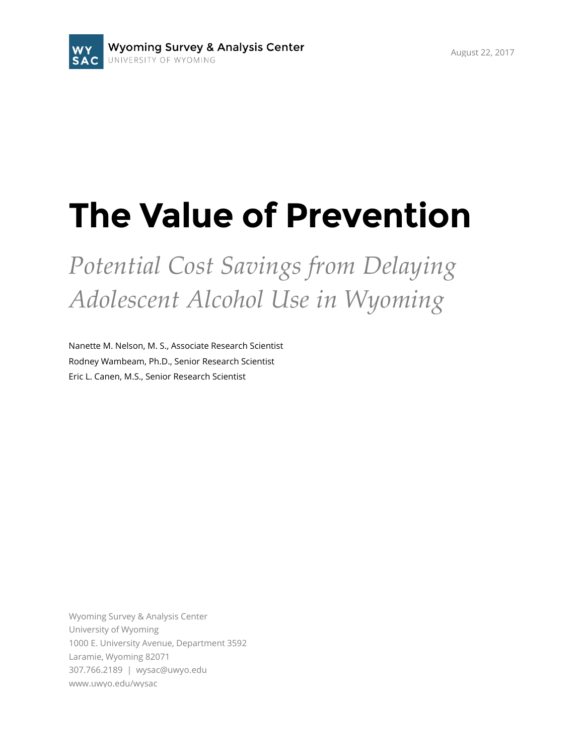Wyoming Survey & Analysis Center
UNIVERSITY OF WYOMING

August 22, 2017

# The Value of Prevention

*Potential Cost Savings from Delaying Adolescent Alcohol Use in Wyoming*

Nanette M. Nelson, M. S., Associate Research Scientist
Rodney Wambeam, Ph.D., Senior Research Scientist
Eric L. Canen, M.S., Senior Research Scientist

Wyoming Survey & Analysis Center
University of Wyoming
1000 E. University Avenue, Department 3592
Laramie, Wyoming 82071
307.766.2189 | wysac@uwyo.edu
www.uwyo.edu/wysac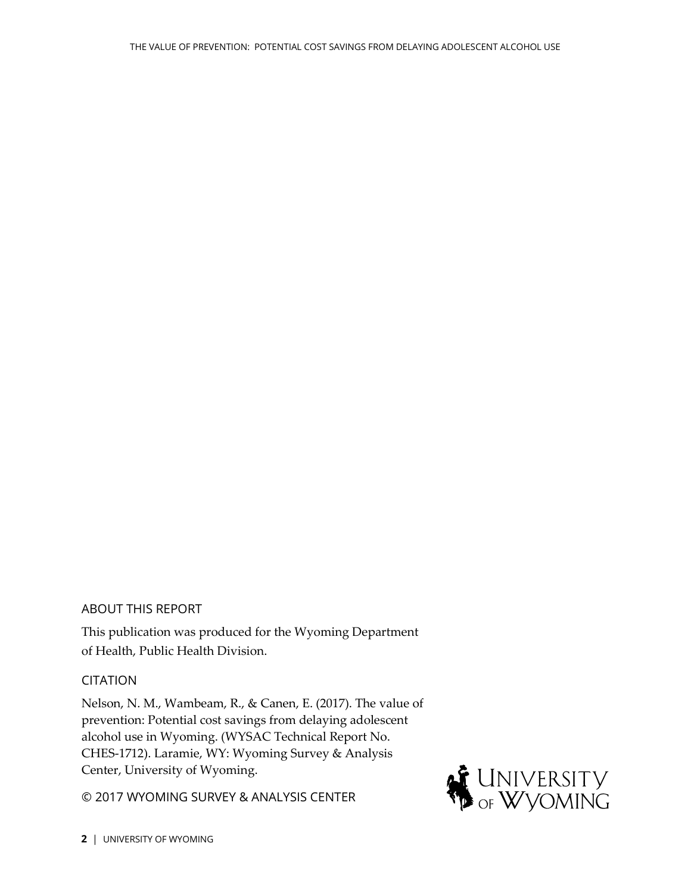## ABOUT THIS REPORT

This publication was produced for the Wyoming Department of Health, Public Health Division.

## CITATION

Nelson, N. M., Wambeam, R., & Canen, E. (2017). The value of prevention: Potential cost savings from delaying adolescent alcohol use in Wyoming. (WYSAC Technical Report No. CHES-1712). Laramie, WY: Wyoming Survey & Analysis Center, University of Wyoming.

© 2017 WYOMING SURVEY & ANALYSIS CENTER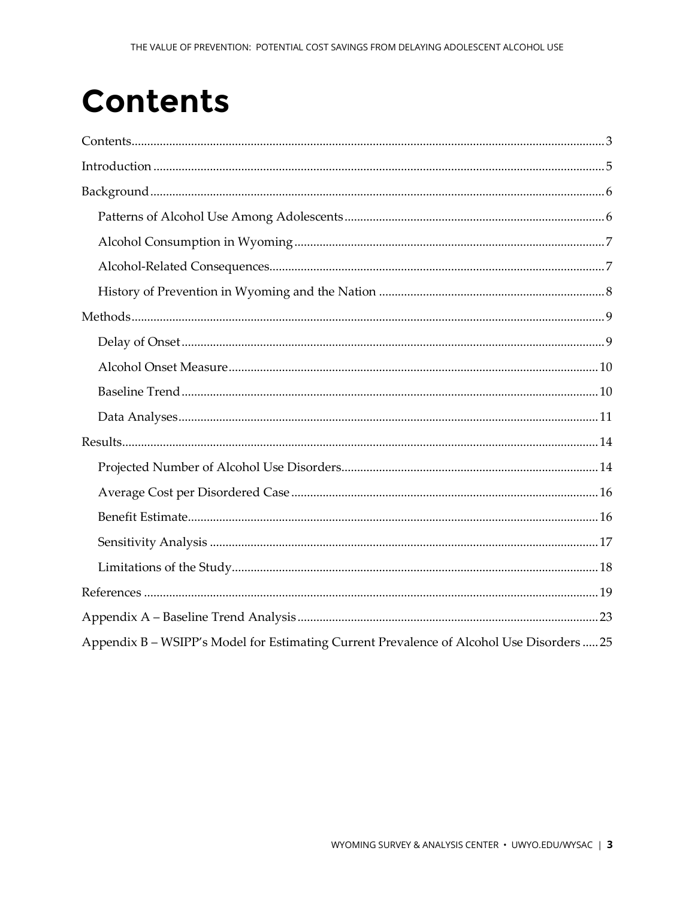# Contents

Contents ..... 3

Introduction ..... 5

Background ..... 6

- Patterns of Alcohol Use Among Adolescents ..... 6
- Alcohol Consumption in Wyoming ..... 7
- Alcohol-Related Consequences ..... 7
- History of Prevention in Wyoming and the Nation ..... 8

Methods ..... 9

- Delay of Onset ..... 9
- Alcohol Onset Measure ..... 10
- Baseline Trend ..... 10
- Data Analyses ..... 11

Results ..... 14

- Projected Number of Alcohol Use Disorders ..... 14
- Average Cost per Disordered Case ..... 16
- Benefit Estimate ..... 16
- Sensitivity Analysis ..... 17
- Limitations of the Study ..... 18

References ..... 19

Appendix A – Baseline Trend Analysis ..... 23

Appendix B – WSIPP's Model for Estimating Current Prevalence of Alcohol Use Disorders ..... 25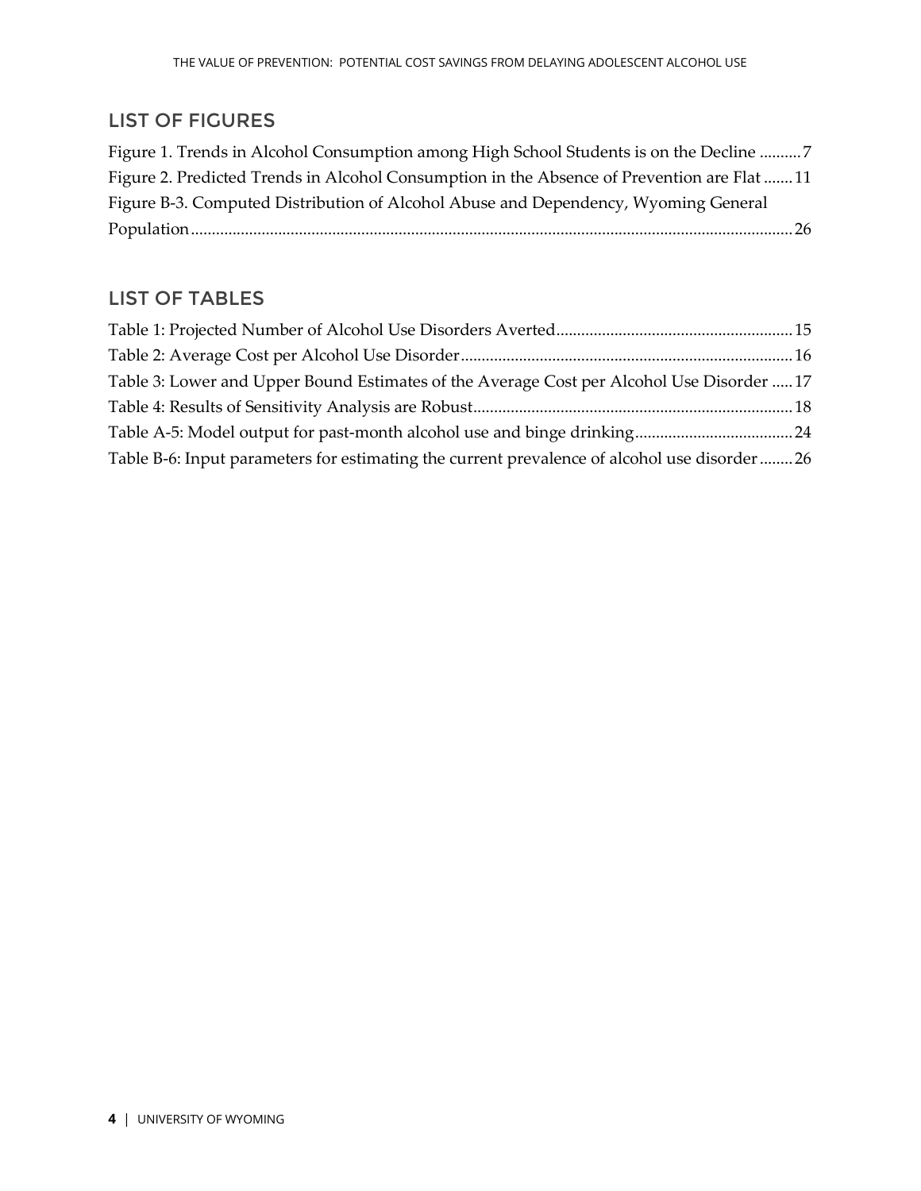## LIST OF FIGURES

Figure 1. Trends in Alcohol Consumption among High School Students is on the Decline .......... 7
Figure 2. Predicted Trends in Alcohol Consumption in the Absence of Prevention are Flat ....... 11
Figure B-3. Computed Distribution of Alcohol Abuse and Dependency, Wyoming General Population ........................................................................................................................................ 26

## LIST OF TABLES

Table 1: Projected Number of Alcohol Use Disorders Averted......................................................... 15
Table 2: Average Cost per Alcohol Use Disorder............................................................................... 16
Table 3: Lower and Upper Bound Estimates of the Average Cost per Alcohol Use Disorder ..... 17
Table 4: Results of Sensitivity Analysis are Robust............................................................................ 18
Table A-5: Model output for past-month alcohol use and binge drinking...................................... 24
Table B-6: Input parameters for estimating the current prevalence of alcohol use disorder........ 26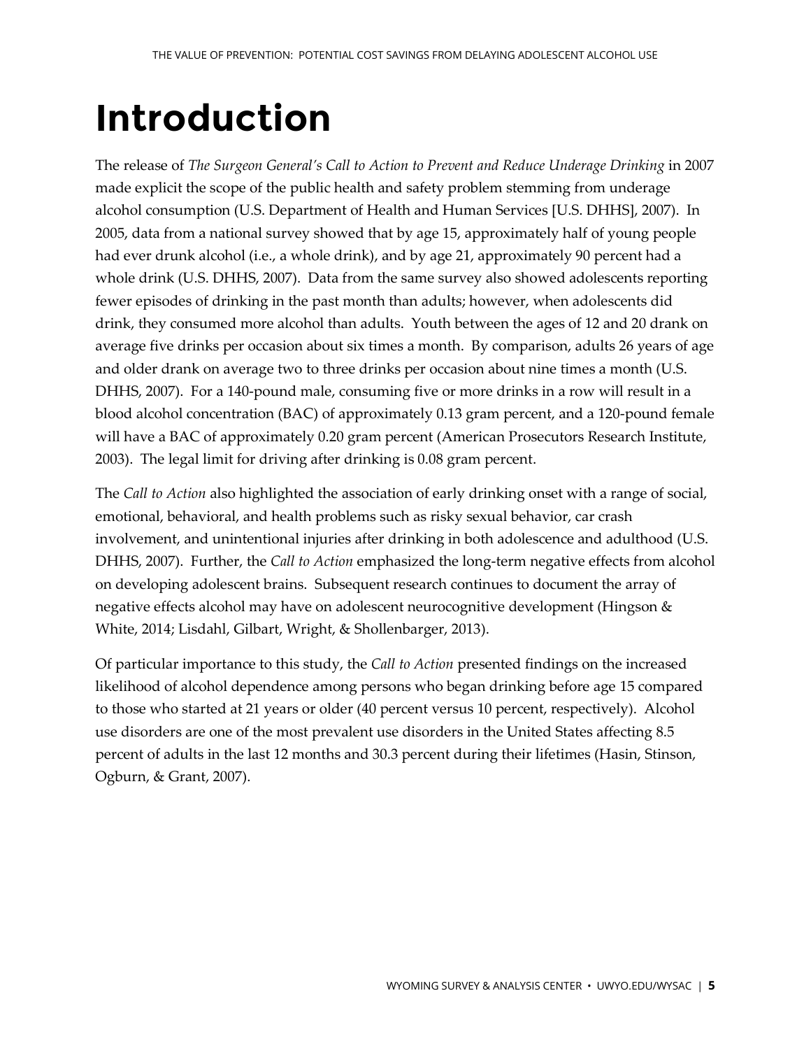# Introduction

The release of *The Surgeon General's Call to Action to Prevent and Reduce Underage Drinking* in 2007 made explicit the scope of the public health and safety problem stemming from underage alcohol consumption (U.S. Department of Health and Human Services [U.S. DHHS], 2007). In 2005, data from a national survey showed that by age 15, approximately half of young people had ever drunk alcohol (i.e., a whole drink), and by age 21, approximately 90 percent had a whole drink (U.S. DHHS, 2007). Data from the same survey also showed adolescents reporting fewer episodes of drinking in the past month than adults; however, when adolescents did drink, they consumed more alcohol than adults. Youth between the ages of 12 and 20 drank on average five drinks per occasion about six times a month. By comparison, adults 26 years of age and older drank on average two to three drinks per occasion about nine times a month (U.S. DHHS, 2007). For a 140-pound male, consuming five or more drinks in a row will result in a blood alcohol concentration (BAC) of approximately 0.13 gram percent, and a 120-pound female will have a BAC of approximately 0.20 gram percent (American Prosecutors Research Institute, 2003). The legal limit for driving after drinking is 0.08 gram percent.

The *Call to Action* also highlighted the association of early drinking onset with a range of social, emotional, behavioral, and health problems such as risky sexual behavior, car crash involvement, and unintentional injuries after drinking in both adolescence and adulthood (U.S. DHHS, 2007). Further, the *Call to Action* emphasized the long-term negative effects from alcohol on developing adolescent brains. Subsequent research continues to document the array of negative effects alcohol may have on adolescent neurocognitive development (Hingson & White, 2014; Lisdahl, Gilbart, Wright, & Shollenbarger, 2013).

Of particular importance to this study, the *Call to Action* presented findings on the increased likelihood of alcohol dependence among persons who began drinking before age 15 compared to those who started at 21 years or older (40 percent versus 10 percent, respectively). Alcohol use disorders are one of the most prevalent use disorders in the United States affecting 8.5 percent of adults in the last 12 months and 30.3 percent during their lifetimes (Hasin, Stinson, Ogburn, & Grant, 2007).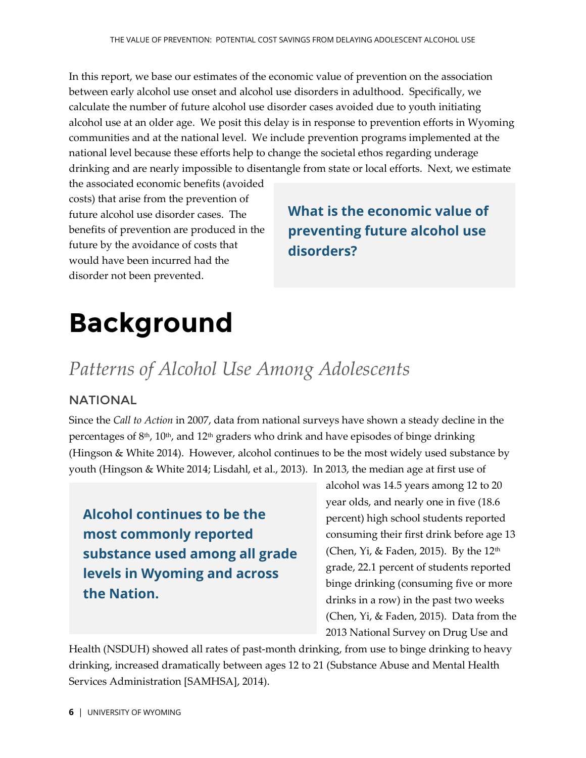In this report, we base our estimates of the economic value of prevention on the association between early alcohol use onset and alcohol use disorders in adulthood. Specifically, we calculate the number of future alcohol use disorder cases avoided due to youth initiating alcohol use at an older age. We posit this delay is in response to prevention efforts in Wyoming communities and at the national level. We include prevention programs implemented at the national level because these efforts help to change the societal ethos regarding underage drinking and are nearly impossible to disentangle from state or local efforts. Next, we estimate the associated economic benefits (avoided costs) that arise from the prevention of future alcohol use disorder cases. The benefits of prevention are produced in the future by the avoidance of costs that would have been incurred had the disorder not been prevented.

**What is the economic value of preventing future alcohol use disorders?**

# Background

## *Patterns of Alcohol Use Among Adolescents*

### NATIONAL

Since the *Call to Action* in 2007, data from national surveys have shown a steady decline in the percentages of 8th, 10th, and 12th graders who drink and have episodes of binge drinking (Hingson & White 2014). However, alcohol continues to be the most widely used substance by youth (Hingson & White 2014; Lisdahl, et al., 2013). In 2013, the median age at first use of alcohol was 14.5 years among 12 to 20 year olds, and nearly one in five (18.6 percent) high school students reported consuming their first drink before age 13 (Chen, Yi, & Faden, 2015). By the 12th grade, 22.1 percent of students reported binge drinking (consuming five or more drinks in a row) in the past two weeks (Chen, Yi, & Faden, 2015). Data from the 2013 National Survey on Drug Use and Health (NSDUH) showed all rates of past-month drinking, from use to binge drinking to heavy drinking, increased dramatically between ages 12 to 21 (Substance Abuse and Mental Health Services Administration [SAMHSA], 2014).

**Alcohol continues to be the most commonly reported substance used among all grade levels in Wyoming and across the Nation.**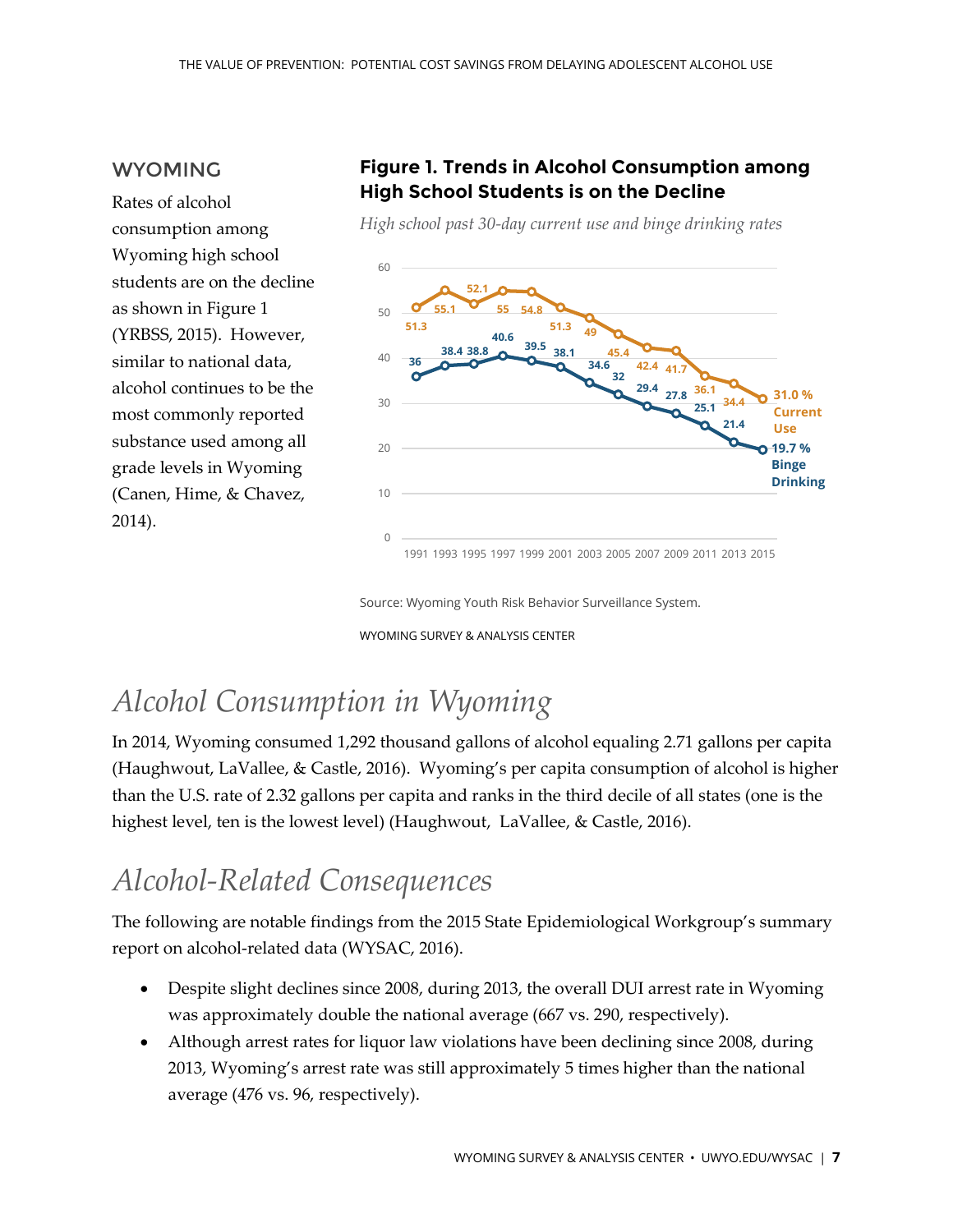## WYOMING

Rates of alcohol consumption among Wyoming high school students are on the decline as shown in Figure 1 (YRBSS, 2015). However, similar to national data, alcohol continues to be the most commonly reported substance used among all grade levels in Wyoming (Canen, Hime, & Chavez, 2014).

**Figure 1. Trends in Alcohol Consumption among High School Students is on the Decline**

*High school past 30-day current use and binge drinking rates*

| Year | Current Use (%) | Binge Drinking (%) |
|---|---|---|
| 1991 | 51.3 | 36 |
| 1993 | 55.1 | 38.4 |
| 1995 | 52.1 | 38.8 |
| 1997 | 55 | 40.6 |
| 1999 | 54.8 | 39.5 |
| 2001 | 51.3 | 38.1 |
| 2003 | 49 | 34.6 |
| 2005 | 45.4 | 32 |
| 2007 | 42.4 | 29.4 |
| 2009 | 41.7 | 27.8 |
| 2011 | 36.1 | 25.1 |
| 2013 | 34.4 | 21.4 |
| 2015 | 31.0 | 19.7 |

Source: Wyoming Youth Risk Behavior Surveillance System.

WYOMING SURVEY & ANALYSIS CENTER

# *Alcohol Consumption in Wyoming*

In 2014, Wyoming consumed 1,292 thousand gallons of alcohol equaling 2.71 gallons per capita (Haughwout, LaVallee, & Castle, 2016). Wyoming's per capita consumption of alcohol is higher than the U.S. rate of 2.32 gallons per capita and ranks in the third decile of all states (one is the highest level, ten is the lowest level) (Haughwout, LaVallee, & Castle, 2016).

# *Alcohol-Related Consequences*

The following are notable findings from the 2015 State Epidemiological Workgroup's summary report on alcohol-related data (WYSAC, 2016).

- Despite slight declines since 2008, during 2013, the overall DUI arrest rate in Wyoming was approximately double the national average (667 vs. 290, respectively).
- Although arrest rates for liquor law violations have been declining since 2008, during 2013, Wyoming's arrest rate was still approximately 5 times higher than the national average (476 vs. 96, respectively).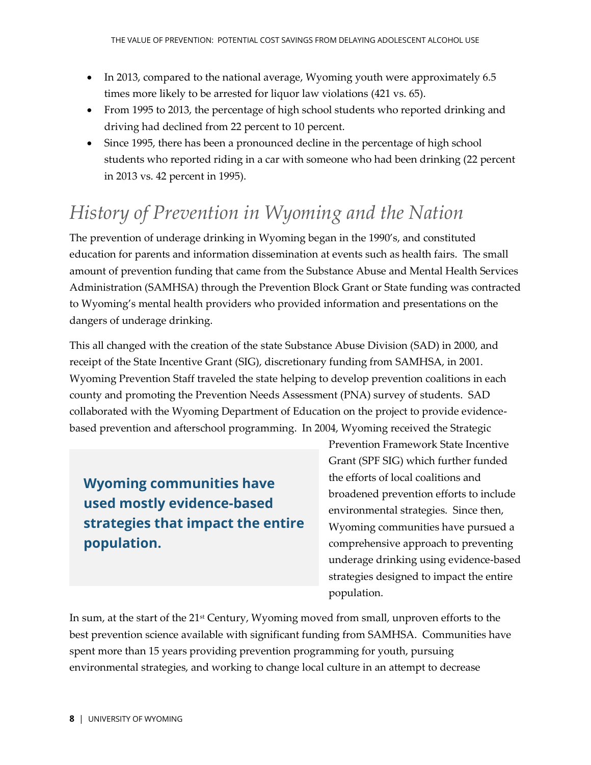- In 2013, compared to the national average, Wyoming youth were approximately 6.5 times more likely to be arrested for liquor law violations (421 vs. 65).
- From 1995 to 2013, the percentage of high school students who reported drinking and driving had declined from 22 percent to 10 percent.
- Since 1995, there has been a pronounced decline in the percentage of high school students who reported riding in a car with someone who had been drinking (22 percent in 2013 vs. 42 percent in 1995).

## *History of Prevention in Wyoming and the Nation*

The prevention of underage drinking in Wyoming began in the 1990's, and constituted education for parents and information dissemination at events such as health fairs. The small amount of prevention funding that came from the Substance Abuse and Mental Health Services Administration (SAMHSA) through the Prevention Block Grant or State funding was contracted to Wyoming's mental health providers who provided information and presentations on the dangers of underage drinking.

This all changed with the creation of the state Substance Abuse Division (SAD) in 2000, and receipt of the State Incentive Grant (SIG), discretionary funding from SAMHSA, in 2001. Wyoming Prevention Staff traveled the state helping to develop prevention coalitions in each county and promoting the Prevention Needs Assessment (PNA) survey of students. SAD collaborated with the Wyoming Department of Education on the project to provide evidence-based prevention and afterschool programming. In 2004, Wyoming received the Strategic Prevention Framework State Incentive Grant (SPF SIG) which further funded the efforts of local coalitions and broadened prevention efforts to include environmental strategies. Since then, Wyoming communities have pursued a comprehensive approach to preventing underage drinking using evidence-based strategies designed to impact the entire population.

> **Wyoming communities have used mostly evidence-based strategies that impact the entire population.**

In sum, at the start of the 21st Century, Wyoming moved from small, unproven efforts to the best prevention science available with significant funding from SAMHSA. Communities have spent more than 15 years providing prevention programming for youth, pursuing environmental strategies, and working to change local culture in an attempt to decrease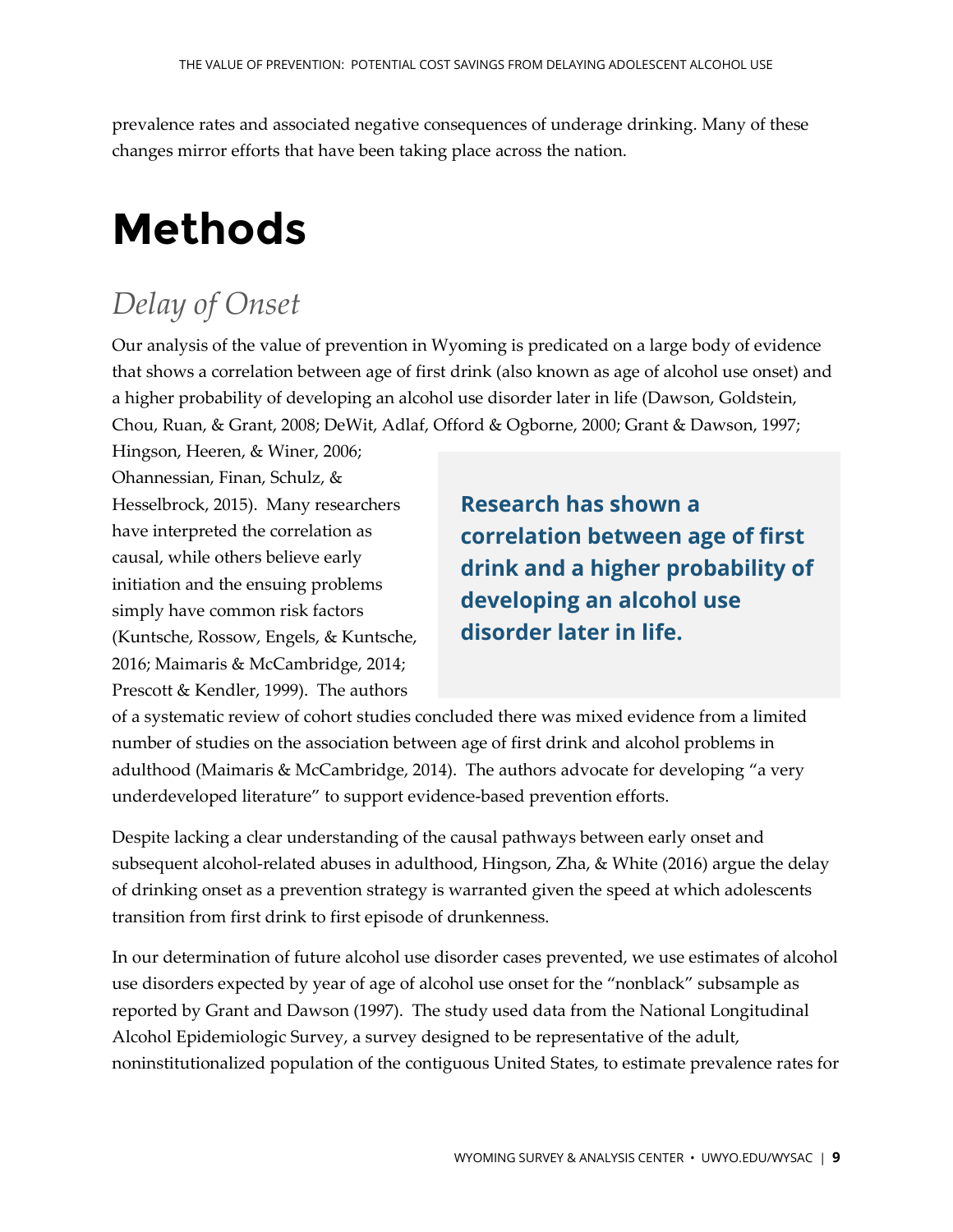prevalence rates and associated negative consequences of underage drinking. Many of these changes mirror efforts that have been taking place across the nation.

# Methods

## *Delay of Onset*

Our analysis of the value of prevention in Wyoming is predicated on a large body of evidence that shows a correlation between age of first drink (also known as age of alcohol use onset) and a higher probability of developing an alcohol use disorder later in life (Dawson, Goldstein, Chou, Ruan, & Grant, 2008; DeWit, Adlaf, Offord & Ogborne, 2000; Grant & Dawson, 1997; Hingson, Heeren, & Winer, 2006; Ohannessian, Finan, Schulz, & Hesselbrock, 2015). Many researchers have interpreted the correlation as causal, while others believe early initiation and the ensuing problems simply have common risk factors (Kuntsche, Rossow, Engels, & Kuntsche, 2016; Maimaris & McCambridge, 2014; Prescott & Kendler, 1999). The authors of a systematic review of cohort studies concluded there was mixed evidence from a limited number of studies on the association between age of first drink and alcohol problems in adulthood (Maimaris & McCambridge, 2014). The authors advocate for developing "a very underdeveloped literature" to support evidence-based prevention efforts.

**Research has shown a correlation between age of first drink and a higher probability of developing an alcohol use disorder later in life.**

Despite lacking a clear understanding of the causal pathways between early onset and subsequent alcohol-related abuses in adulthood, Hingson, Zha, & White (2016) argue the delay of drinking onset as a prevention strategy is warranted given the speed at which adolescents transition from first drink to first episode of drunkenness.

In our determination of future alcohol use disorder cases prevented, we use estimates of alcohol use disorders expected by year of age of alcohol use onset for the "nonblack" subsample as reported by Grant and Dawson (1997). The study used data from the National Longitudinal Alcohol Epidemiologic Survey, a survey designed to be representative of the adult, noninstitutionalized population of the contiguous United States, to estimate prevalence rates for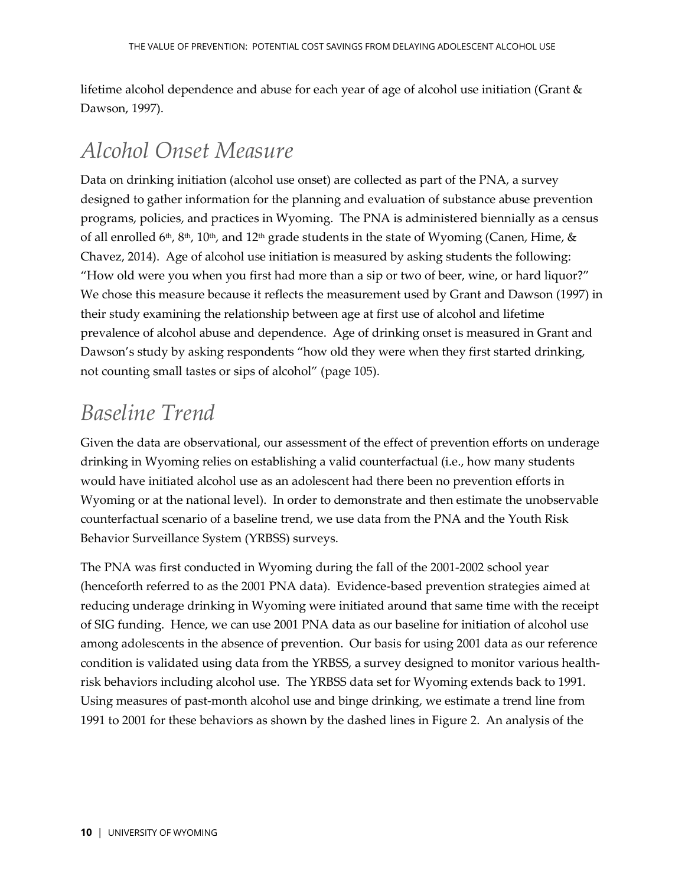lifetime alcohol dependence and abuse for each year of age of alcohol use initiation (Grant & Dawson, 1997).

## *Alcohol Onset Measure*

Data on drinking initiation (alcohol use onset) are collected as part of the PNA, a survey designed to gather information for the planning and evaluation of substance abuse prevention programs, policies, and practices in Wyoming. The PNA is administered biennially as a census of all enrolled 6th, 8th, 10th, and 12th grade students in the state of Wyoming (Canen, Hime, & Chavez, 2014). Age of alcohol use initiation is measured by asking students the following: "How old were you when you first had more than a sip or two of beer, wine, or hard liquor?" We chose this measure because it reflects the measurement used by Grant and Dawson (1997) in their study examining the relationship between age at first use of alcohol and lifetime prevalence of alcohol abuse and dependence. Age of drinking onset is measured in Grant and Dawson's study by asking respondents "how old they were when they first started drinking, not counting small tastes or sips of alcohol" (page 105).

## *Baseline Trend*

Given the data are observational, our assessment of the effect of prevention efforts on underage drinking in Wyoming relies on establishing a valid counterfactual (i.e., how many students would have initiated alcohol use as an adolescent had there been no prevention efforts in Wyoming or at the national level). In order to demonstrate and then estimate the unobservable counterfactual scenario of a baseline trend, we use data from the PNA and the Youth Risk Behavior Surveillance System (YRBSS) surveys.

The PNA was first conducted in Wyoming during the fall of the 2001-2002 school year (henceforth referred to as the 2001 PNA data). Evidence-based prevention strategies aimed at reducing underage drinking in Wyoming were initiated around that same time with the receipt of SIG funding. Hence, we can use 2001 PNA data as our baseline for initiation of alcohol use among adolescents in the absence of prevention. Our basis for using 2001 data as our reference condition is validated using data from the YRBSS, a survey designed to monitor various health-risk behaviors including alcohol use. The YRBSS data set for Wyoming extends back to 1991. Using measures of past-month alcohol use and binge drinking, we estimate a trend line from 1991 to 2001 for these behaviors as shown by the dashed lines in Figure 2. An analysis of the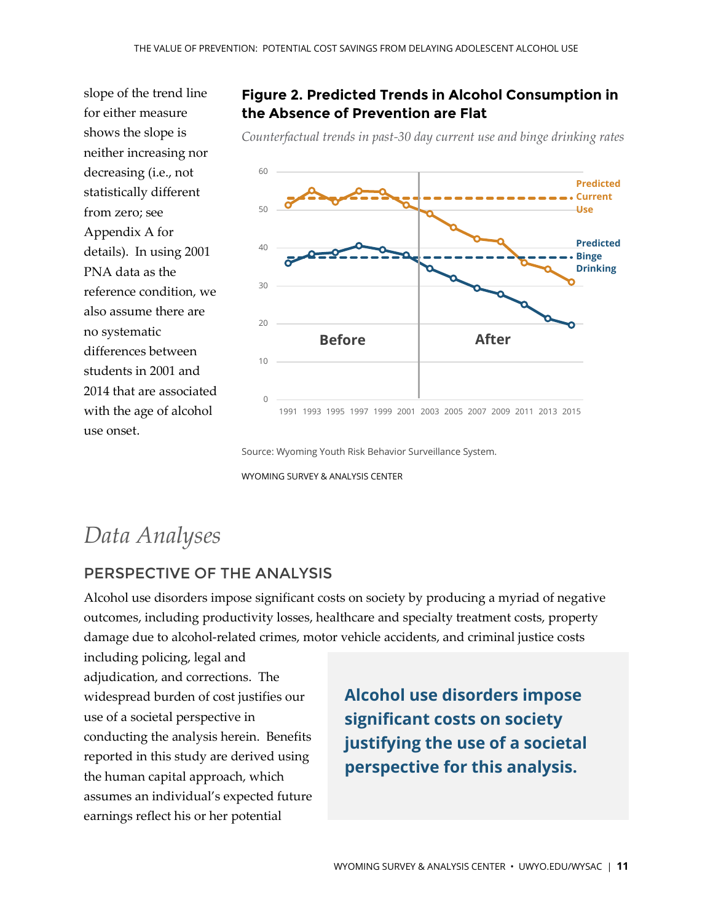slope of the trend line for either measure shows the slope is neither increasing nor decreasing (i.e., not statistically different from zero; see Appendix A for details). In using 2001 PNA data as the reference condition, we also assume there are no systematic differences between students in 2001 and 2014 that are associated with the age of alcohol use onset.

**Figure 2. Predicted Trends in Alcohol Consumption in the Absence of Prevention are Flat**

*Counterfactual trends in past-30 day current use and binge drinking rates*

Source: Wyoming Youth Risk Behavior Surveillance System.

WYOMING SURVEY & ANALYSIS CENTER

# *Data Analyses*

## PERSPECTIVE OF THE ANALYSIS

Alcohol use disorders impose significant costs on society by producing a myriad of negative outcomes, including productivity losses, healthcare and specialty treatment costs, property damage due to alcohol-related crimes, motor vehicle accidents, and criminal justice costs including policing, legal and adjudication, and corrections. The widespread burden of cost justifies our use of a societal perspective in conducting the analysis herein. Benefits reported in this study are derived using the human capital approach, which assumes an individual's expected future earnings reflect his or her potential

**Alcohol use disorders impose significant costs on society justifying the use of a societal perspective for this analysis.**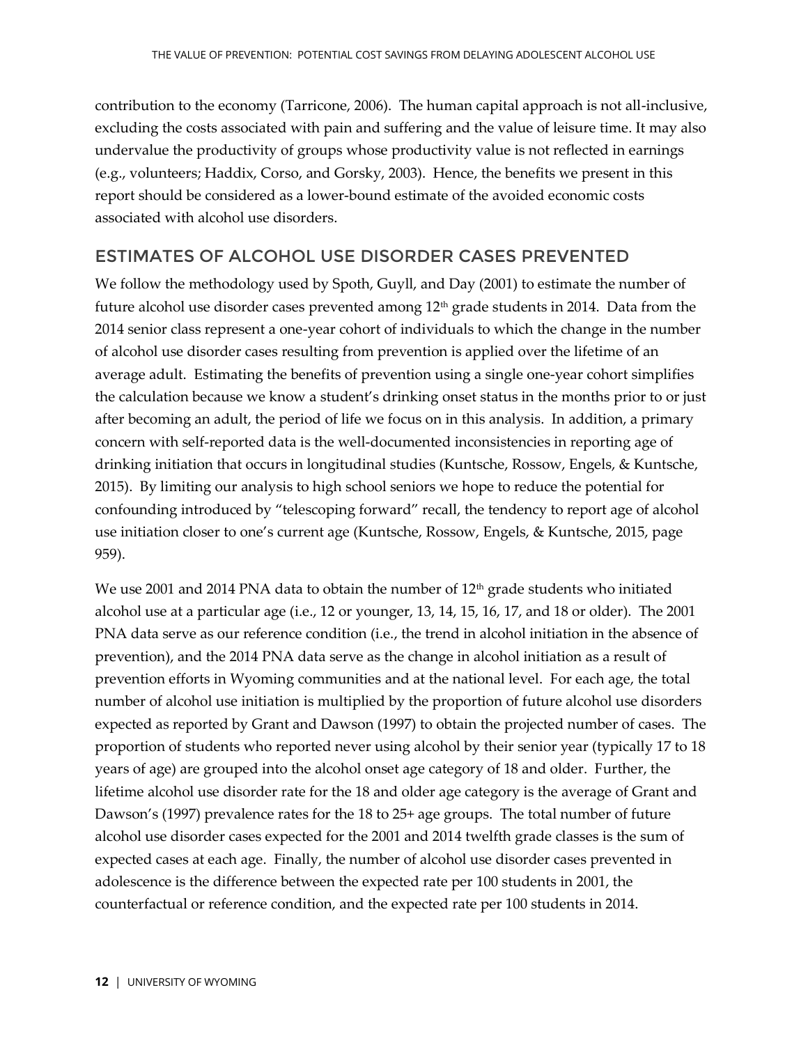contribution to the economy (Tarricone, 2006). The human capital approach is not all-inclusive, excluding the costs associated with pain and suffering and the value of leisure time. It may also undervalue the productivity of groups whose productivity value is not reflected in earnings (e.g., volunteers; Haddix, Corso, and Gorsky, 2003). Hence, the benefits we present in this report should be considered as a lower-bound estimate of the avoided economic costs associated with alcohol use disorders.

## ESTIMATES OF ALCOHOL USE DISORDER CASES PREVENTED

We follow the methodology used by Spoth, Guyll, and Day (2001) to estimate the number of future alcohol use disorder cases prevented among 12th grade students in 2014. Data from the 2014 senior class represent a one-year cohort of individuals to which the change in the number of alcohol use disorder cases resulting from prevention is applied over the lifetime of an average adult. Estimating the benefits of prevention using a single one-year cohort simplifies the calculation because we know a student's drinking onset status in the months prior to or just after becoming an adult, the period of life we focus on in this analysis. In addition, a primary concern with self-reported data is the well-documented inconsistencies in reporting age of drinking initiation that occurs in longitudinal studies (Kuntsche, Rossow, Engels, & Kuntsche, 2015). By limiting our analysis to high school seniors we hope to reduce the potential for confounding introduced by "telescoping forward" recall, the tendency to report age of alcohol use initiation closer to one's current age (Kuntsche, Rossow, Engels, & Kuntsche, 2015, page 959).

We use 2001 and 2014 PNA data to obtain the number of 12th grade students who initiated alcohol use at a particular age (i.e., 12 or younger, 13, 14, 15, 16, 17, and 18 or older). The 2001 PNA data serve as our reference condition (i.e., the trend in alcohol initiation in the absence of prevention), and the 2014 PNA data serve as the change in alcohol initiation as a result of prevention efforts in Wyoming communities and at the national level. For each age, the total number of alcohol use initiation is multiplied by the proportion of future alcohol use disorders expected as reported by Grant and Dawson (1997) to obtain the projected number of cases. The proportion of students who reported never using alcohol by their senior year (typically 17 to 18 years of age) are grouped into the alcohol onset age category of 18 and older. Further, the lifetime alcohol use disorder rate for the 18 and older age category is the average of Grant and Dawson's (1997) prevalence rates for the 18 to 25+ age groups. The total number of future alcohol use disorder cases expected for the 2001 and 2014 twelfth grade classes is the sum of expected cases at each age. Finally, the number of alcohol use disorder cases prevented in adolescence is the difference between the expected rate per 100 students in 2001, the counterfactual or reference condition, and the expected rate per 100 students in 2014.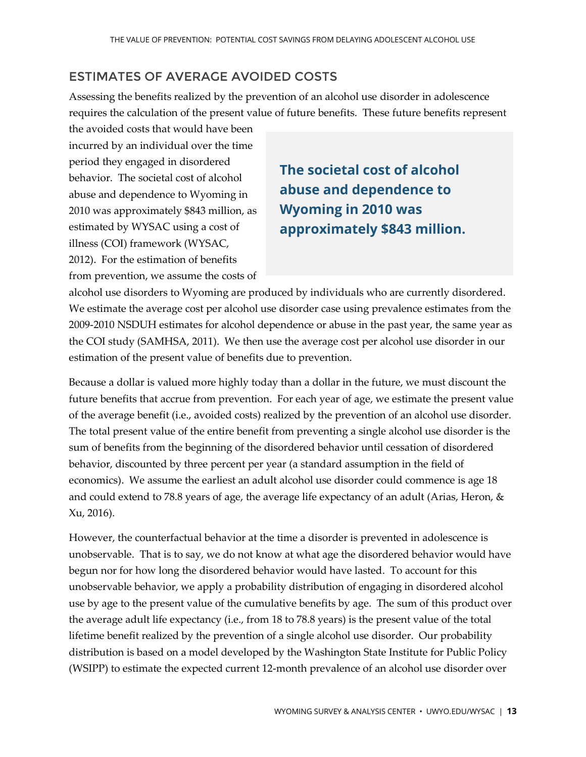## ESTIMATES OF AVERAGE AVOIDED COSTS

Assessing the benefits realized by the prevention of an alcohol use disorder in adolescence requires the calculation of the present value of future benefits. These future benefits represent the avoided costs that would have been incurred by an individual over the time period they engaged in disordered behavior. The societal cost of alcohol abuse and dependence to Wyoming in 2010 was approximately $843 million, as estimated by WYSAC using a cost of illness (COI) framework (WYSAC, 2012). For the estimation of benefits from prevention, we assume the costs of alcohol use disorders to Wyoming are produced by individuals who are currently disordered. We estimate the average cost per alcohol use disorder case using prevalence estimates from the 2009-2010 NSDUH estimates for alcohol dependence or abuse in the past year, the same year as the COI study (SAMHSA, 2011). We then use the average cost per alcohol use disorder in our estimation of the present value of benefits due to prevention.

> **The societal cost of alcohol abuse and dependence to Wyoming in 2010 was approximately $843 million.**

Because a dollar is valued more highly today than a dollar in the future, we must discount the future benefits that accrue from prevention. For each year of age, we estimate the present value of the average benefit (i.e., avoided costs) realized by the prevention of an alcohol use disorder. The total present value of the entire benefit from preventing a single alcohol use disorder is the sum of benefits from the beginning of the disordered behavior until cessation of disordered behavior, discounted by three percent per year (a standard assumption in the field of economics). We assume the earliest an adult alcohol use disorder could commence is age 18 and could extend to 78.8 years of age, the average life expectancy of an adult (Arias, Heron, & Xu, 2016).

However, the counterfactual behavior at the time a disorder is prevented in adolescence is unobservable. That is to say, we do not know at what age the disordered behavior would have begun nor for how long the disordered behavior would have lasted. To account for this unobservable behavior, we apply a probability distribution of engaging in disordered alcohol use by age to the present value of the cumulative benefits by age. The sum of this product over the average adult life expectancy (i.e., from 18 to 78.8 years) is the present value of the total lifetime benefit realized by the prevention of a single alcohol use disorder. Our probability distribution is based on a model developed by the Washington State Institute for Public Policy (WSIPP) to estimate the expected current 12-month prevalence of an alcohol use disorder over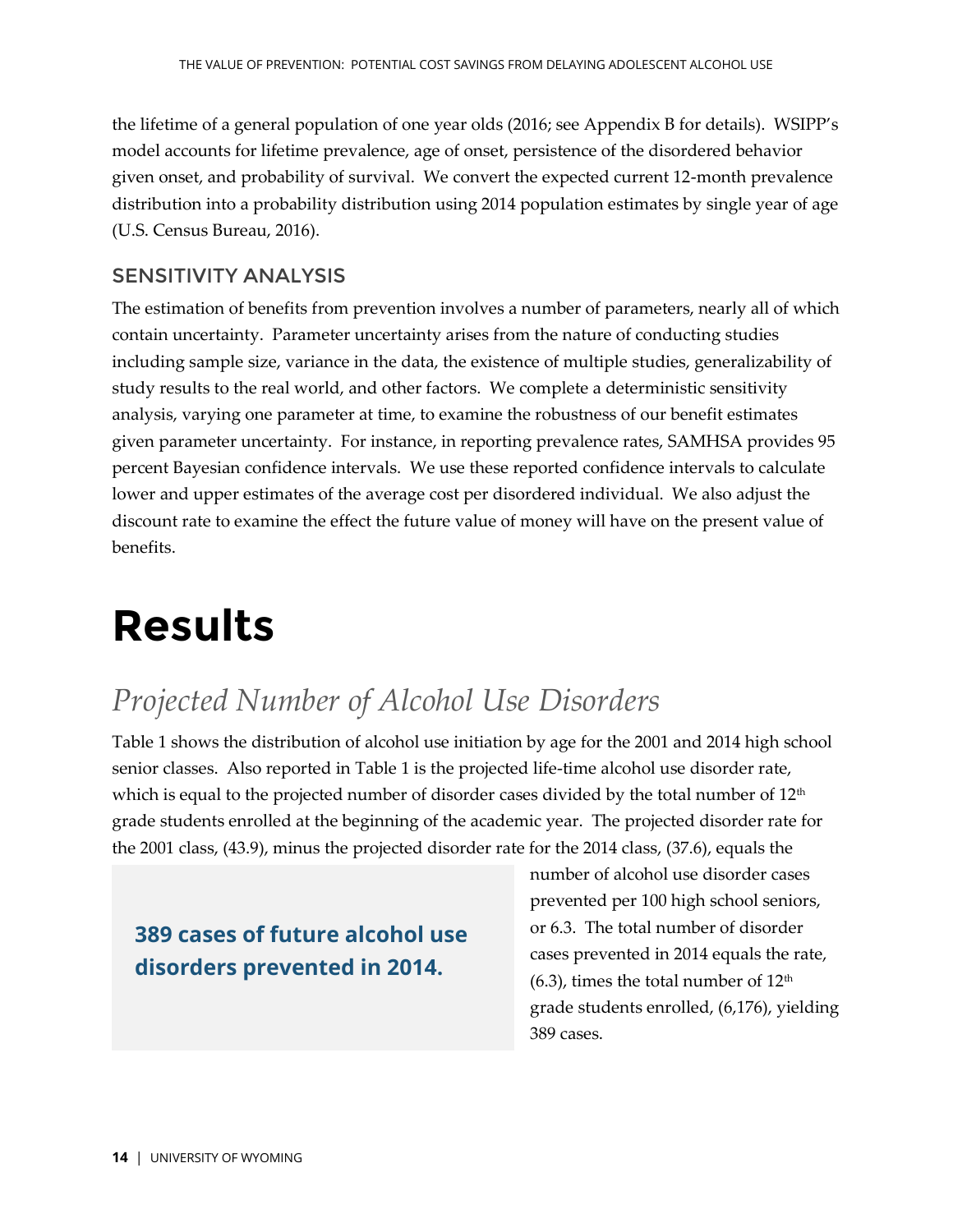the lifetime of a general population of one year olds (2016; see Appendix B for details). WSIPP's model accounts for lifetime prevalence, age of onset, persistence of the disordered behavior given onset, and probability of survival. We convert the expected current 12-month prevalence distribution into a probability distribution using 2014 population estimates by single year of age (U.S. Census Bureau, 2016).

### SENSITIVITY ANALYSIS

The estimation of benefits from prevention involves a number of parameters, nearly all of which contain uncertainty. Parameter uncertainty arises from the nature of conducting studies including sample size, variance in the data, the existence of multiple studies, generalizability of study results to the real world, and other factors. We complete a deterministic sensitivity analysis, varying one parameter at time, to examine the robustness of our benefit estimates given parameter uncertainty. For instance, in reporting prevalence rates, SAMHSA provides 95 percent Bayesian confidence intervals. We use these reported confidence intervals to calculate lower and upper estimates of the average cost per disordered individual. We also adjust the discount rate to examine the effect the future value of money will have on the present value of benefits.

# Results

## *Projected Number of Alcohol Use Disorders*

Table 1 shows the distribution of alcohol use initiation by age for the 2001 and 2014 high school senior classes. Also reported in Table 1 is the projected life-time alcohol use disorder rate, which is equal to the projected number of disorder cases divided by the total number of 12th grade students enrolled at the beginning of the academic year. The projected disorder rate for the 2001 class, (43.9), minus the projected disorder rate for the 2014 class, (37.6), equals the number of alcohol use disorder cases prevented per 100 high school seniors, or 6.3. The total number of disorder cases prevented in 2014 equals the rate, (6.3), times the total number of 12th grade students enrolled, (6,176), yielding 389 cases.

**389 cases of future alcohol use disorders prevented in 2014.**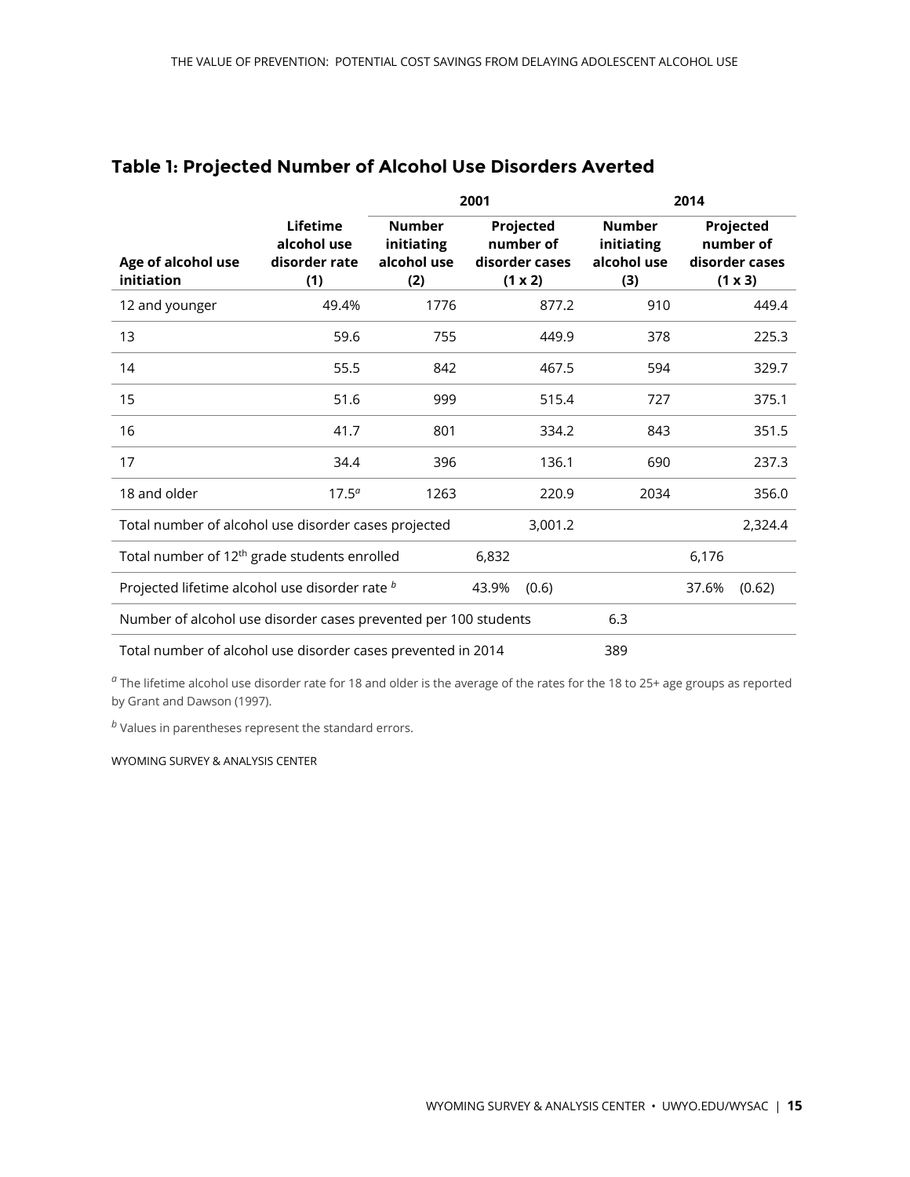## Table 1: Projected Number of Alcohol Use Disorders Averted

| | | 2001 | | 2014 | |
|---|---|---|---|---|---|
| Age of alcohol use initiation | Lifetime alcohol use disorder rate (1) | Number initiating alcohol use (2) | Projected number of disorder cases (1 x 2) | Number initiating alcohol use (3) | Projected number of disorder cases (1 x 3) |
| 12 and younger | 49.4% | 1776 | 877.2 | 910 | 449.4 |
| 13 | 59.6 | 755 | 449.9 | 378 | 225.3 |
| 14 | 55.5 | 842 | 467.5 | 594 | 329.7 |
| 15 | 51.6 | 999 | 515.4 | 727 | 375.1 |
| 16 | 41.7 | 801 | 334.2 | 843 | 351.5 |
| 17 | 34.4 | 396 | 136.1 | 690 | 237.3 |
| 18 and older | 17.5[a] | 1263 | 220.9 | 2034 | 356.0 |
| Total number of alcohol use disorder cases projected | | | 3,001.2 | | 2,324.4 |
| Total number of 12th grade students enrolled | | | 6,832 | | 6,176 |
| Projected lifetime alcohol use disorder rate [b] | | | 43.9% (0.6) | | 37.6% (0.62) |
| Number of alcohol use disorder cases prevented per 100 students | | | | 6.3 | |
| Total number of alcohol use disorder cases prevented in 2014 | | | | 389 | |

[a] The lifetime alcohol use disorder rate for 18 and older is the average of the rates for the 18 to 25+ age groups as reported by Grant and Dawson (1997).

[b] Values in parentheses represent the standard errors.

WYOMING SURVEY & ANALYSIS CENTER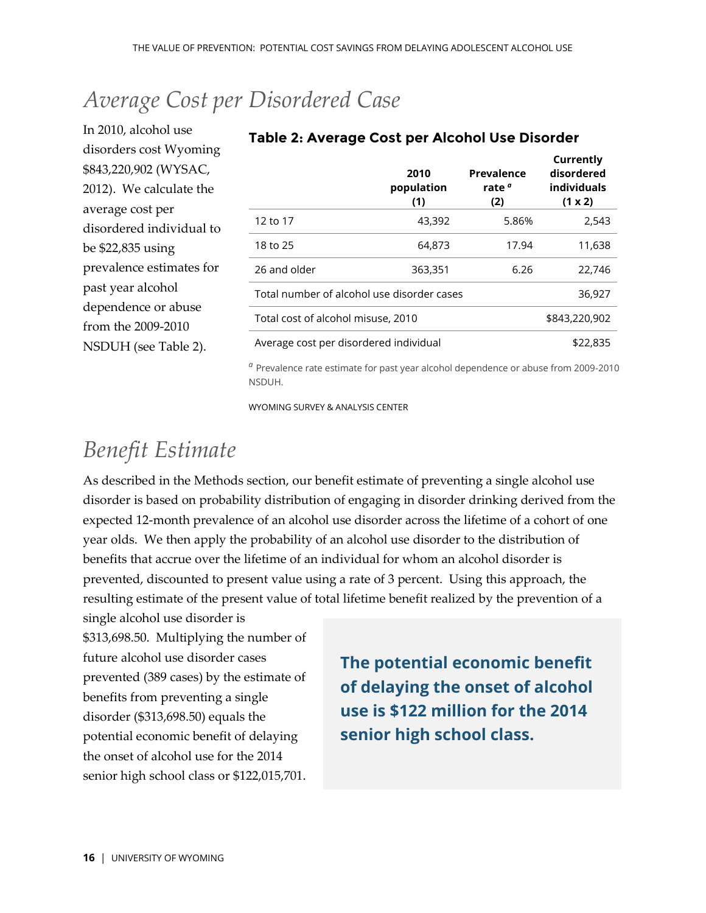## *Average Cost per Disordered Case*

In 2010, alcohol use disorders cost Wyoming $843,220,902 (WYSAC, 2012). We calculate the average cost per disordered individual to be $22,835 using prevalence estimates for past year alcohol dependence or abuse from the 2009-2010 NSDUH (see Table 2).

### Table 2: Average Cost per Alcohol Use Disorder

| | 2010 population (1) | Prevalence rate [a] (2) | Currently disordered individuals (1 x 2) |
|---|---|---|---|
| 12 to 17 | 43,392 | 5.86% | 2,543 |
| 18 to 25 | 64,873 | 17.94 | 11,638 |
| 26 and older | 363,351 | 6.26 | 22,746 |
| Total number of alcohol use disorder cases | | | 36,927 |
| Total cost of alcohol misuse, 2010 | | | $843,220,902 |
| Average cost per disordered individual | | | $22,835 |

[a] Prevalence rate estimate for past year alcohol dependence or abuse from 2009-2010 NSDUH.

WYOMING SURVEY & ANALYSIS CENTER

## *Benefit Estimate*

As described in the Methods section, our benefit estimate of preventing a single alcohol use disorder is based on probability distribution of engaging in disorder drinking derived from the expected 12-month prevalence of an alcohol use disorder across the lifetime of a cohort of one year olds. We then apply the probability of an alcohol use disorder to the distribution of benefits that accrue over the lifetime of an individual for whom an alcohol disorder is prevented, discounted to present value using a rate of 3 percent. Using this approach, the resulting estimate of the present value of total lifetime benefit realized by the prevention of a single alcohol use disorder is $313,698.50. Multiplying the number of future alcohol use disorder cases prevented (389 cases) by the estimate of benefits from preventing a single disorder ($313,698.50) equals the potential economic benefit of delaying the onset of alcohol use for the 2014 senior high school class or $122,015,701.

**The potential economic benefit of delaying the onset of alcohol use is $122 million for the 2014 senior high school class.**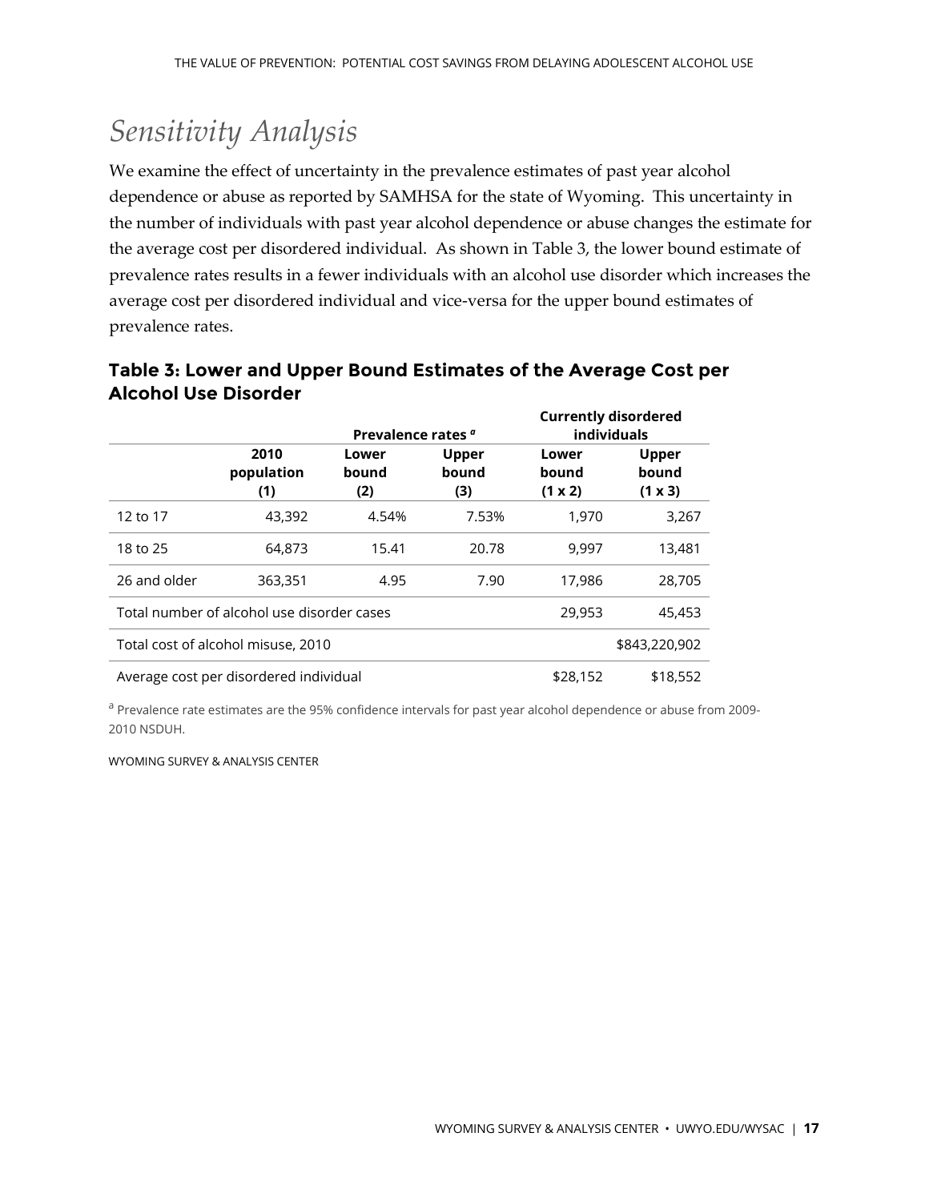# *Sensitivity Analysis*

We examine the effect of uncertainty in the prevalence estimates of past year alcohol dependence or abuse as reported by SAMHSA for the state of Wyoming. This uncertainty in the number of individuals with past year alcohol dependence or abuse changes the estimate for the average cost per disordered individual. As shown in Table 3, the lower bound estimate of prevalence rates results in a fewer individuals with an alcohol use disorder which increases the average cost per disordered individual and vice-versa for the upper bound estimates of prevalence rates.

## Table 3: Lower and Upper Bound Estimates of the Average Cost per Alcohol Use Disorder

| | | Prevalence rates [a] | | Currently disordered individuals | |
|---|---|---|---|---|---|
| | **2010 population (1)** | **Lower bound (2)** | **Upper bound (3)** | **Lower bound (1 x 2)** | **Upper bound (1 x 3)** |
| 12 to 17 | 43,392 | 4.54% | 7.53% | 1,970 | 3,267 |
| 18 to 25 | 64,873 | 15.41 | 20.78 | 9,997 | 13,481 |
| 26 and older | 363,351 | 4.95 | 7.90 | 17,986 | 28,705 |
| Total number of alcohol use disorder cases | | | | 29,953 | 45,453 |
| Total cost of alcohol misuse, 2010 | | | | | $843,220,902 |
| Average cost per disordered individual | | | | $28,152 | $18,552 |

[a] Prevalence rate estimates are the 95% confidence intervals for past year alcohol dependence or abuse from 2009-2010 NSDUH.

WYOMING SURVEY & ANALYSIS CENTER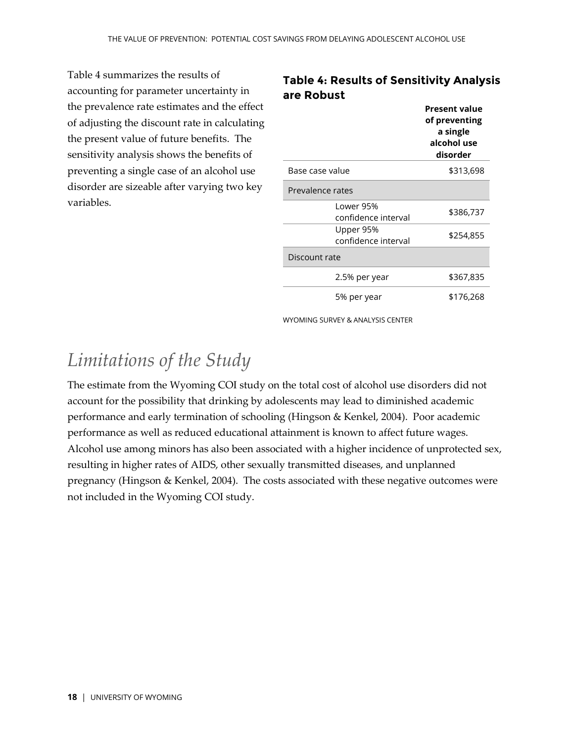Table 4 summarizes the results of accounting for parameter uncertainty in the prevalence rate estimates and the effect of adjusting the discount rate in calculating the present value of future benefits. The sensitivity analysis shows the benefits of preventing a single case of an alcohol use disorder are sizeable after varying two key variables.

### Table 4: Results of Sensitivity Analysis are Robust

| | | Present value of preventing a single alcohol use disorder |
|---|---|---|
| Base case value | | $313,698 |
| Prevalence rates | | |
| | Lower 95% confidence interval | $386,737 |
| | Upper 95% confidence interval | $254,855 |
| Discount rate | | |
| | 2.5% per year | $367,835 |
| | 5% per year | $176,268 |

WYOMING SURVEY & ANALYSIS CENTER

# *Limitations of the Study*

The estimate from the Wyoming COI study on the total cost of alcohol use disorders did not account for the possibility that drinking by adolescents may lead to diminished academic performance and early termination of schooling (Hingson & Kenkel, 2004). Poor academic performance as well as reduced educational attainment is known to affect future wages. Alcohol use among minors has also been associated with a higher incidence of unprotected sex, resulting in higher rates of AIDS, other sexually transmitted diseases, and unplanned pregnancy (Hingson & Kenkel, 2004). The costs associated with these negative outcomes were not included in the Wyoming COI study.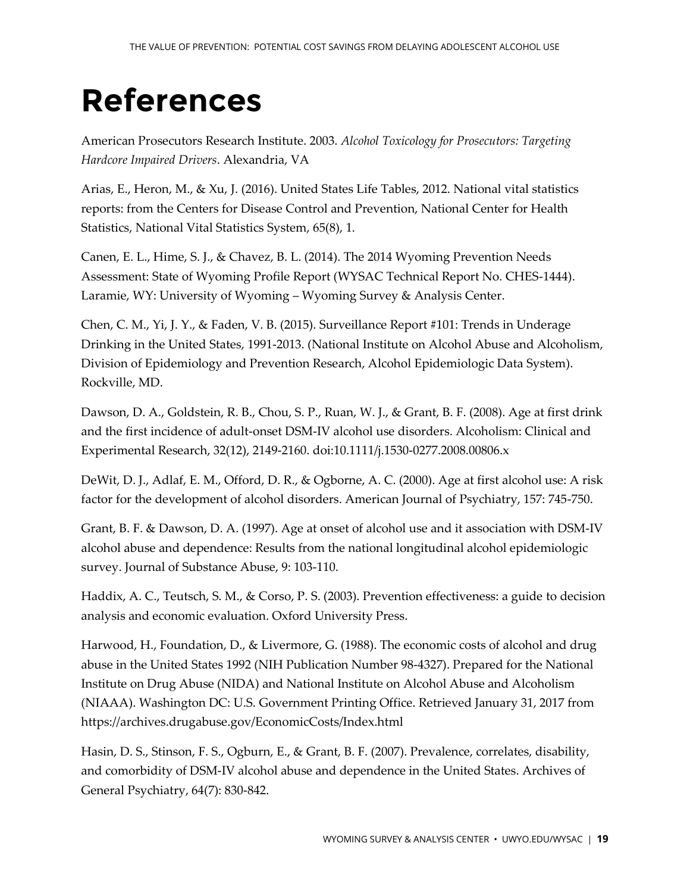# References

American Prosecutors Research Institute. 2003. *Alcohol Toxicology for Prosecutors: Targeting Hardcore Impaired Drivers*. Alexandria, VA

Arias, E., Heron, M., & Xu, J. (2016). United States Life Tables, 2012. National vital statistics reports: from the Centers for Disease Control and Prevention, National Center for Health Statistics, National Vital Statistics System, 65(8), 1.

Canen, E. L., Hime, S. J., & Chavez, B. L. (2014). The 2014 Wyoming Prevention Needs Assessment: State of Wyoming Profile Report (WYSAC Technical Report No. CHES-1444). Laramie, WY: University of Wyoming – Wyoming Survey & Analysis Center.

Chen, C. M., Yi, J. Y., & Faden, V. B. (2015). Surveillance Report #101: Trends in Underage Drinking in the United States, 1991-2013. (National Institute on Alcohol Abuse and Alcoholism, Division of Epidemiology and Prevention Research, Alcohol Epidemiologic Data System). Rockville, MD.

Dawson, D. A., Goldstein, R. B., Chou, S. P., Ruan, W. J., & Grant, B. F. (2008). Age at first drink and the first incidence of adult-onset DSM-IV alcohol use disorders. Alcoholism: Clinical and Experimental Research, 32(12), 2149-2160. doi:10.1111/j.1530-0277.2008.00806.x

DeWit, D. J., Adlaf, E. M., Offord, D. R., & Ogborne, A. C. (2000). Age at first alcohol use: A risk factor for the development of alcohol disorders. American Journal of Psychiatry, 157: 745-750.

Grant, B. F. & Dawson, D. A. (1997). Age at onset of alcohol use and it association with DSM-IV alcohol abuse and dependence: Results from the national longitudinal alcohol epidemiologic survey. Journal of Substance Abuse, 9: 103-110.

Haddix, A. C., Teutsch, S. M., & Corso, P. S. (2003). Prevention effectiveness: a guide to decision analysis and economic evaluation. Oxford University Press.

Harwood, H., Foundation, D., & Livermore, G. (1988). The economic costs of alcohol and drug abuse in the United States 1992 (NIH Publication Number 98-4327). Prepared for the National Institute on Drug Abuse (NIDA) and National Institute on Alcohol Abuse and Alcoholism (NIAAA). Washington DC: U.S. Government Printing Office. Retrieved January 31, 2017 from https://archives.drugabuse.gov/EconomicCosts/Index.html

Hasin, D. S., Stinson, F. S., Ogburn, E., & Grant, B. F. (2007). Prevalence, correlates, disability, and comorbidity of DSM-IV alcohol abuse and dependence in the United States. Archives of General Psychiatry, 64(7): 830-842.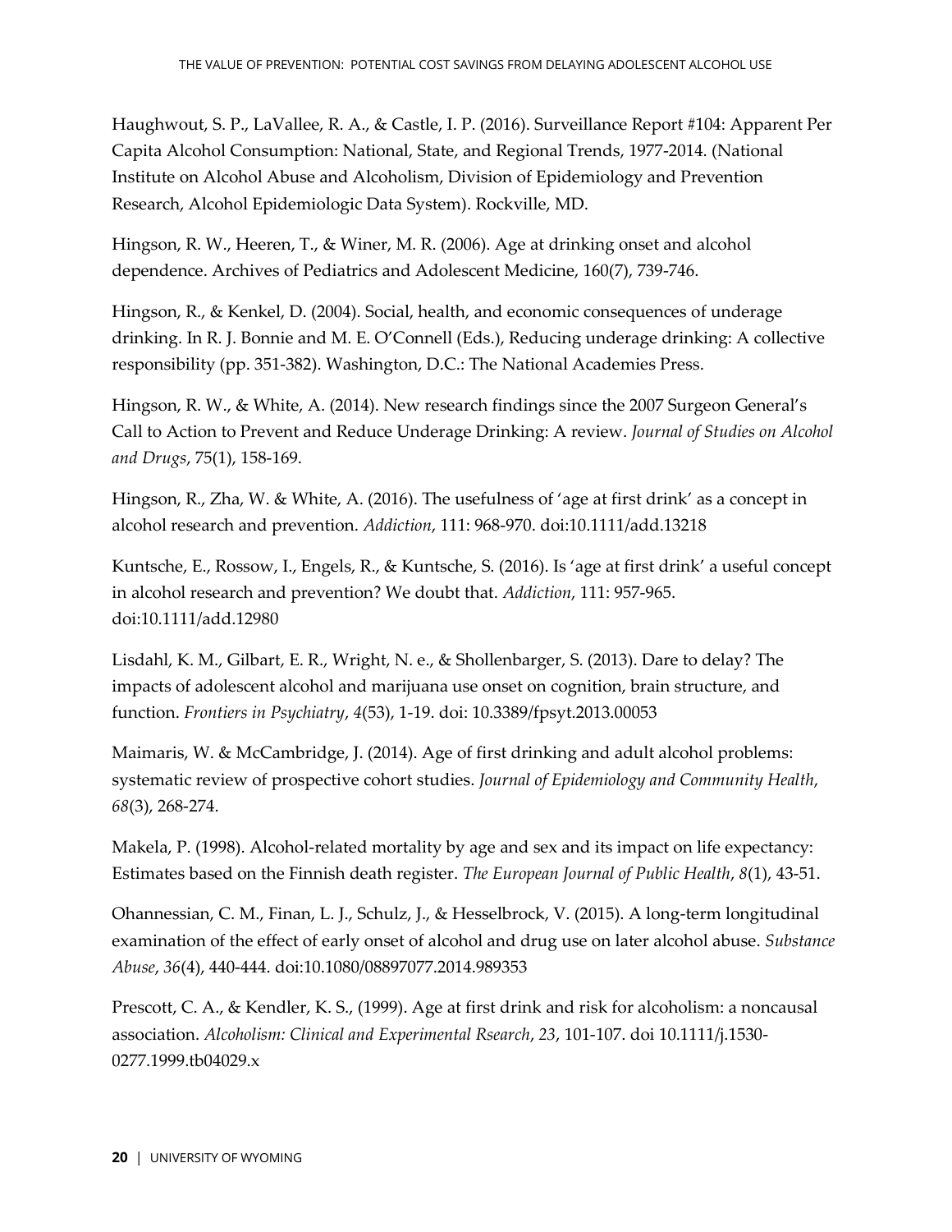Haughwout, S. P., LaVallee, R. A., & Castle, I. P. (2016). Surveillance Report #104: Apparent Per Capita Alcohol Consumption: National, State, and Regional Trends, 1977-2014. (National Institute on Alcohol Abuse and Alcoholism, Division of Epidemiology and Prevention Research, Alcohol Epidemiologic Data System). Rockville, MD.

Hingson, R. W., Heeren, T., & Winer, M. R. (2006). Age at drinking onset and alcohol dependence. Archives of Pediatrics and Adolescent Medicine, 160(7), 739-746.

Hingson, R., & Kenkel, D. (2004). Social, health, and economic consequences of underage drinking. In R. J. Bonnie and M. E. O'Connell (Eds.), Reducing underage drinking: A collective responsibility (pp. 351-382). Washington, D.C.: The National Academies Press.

Hingson, R. W., & White, A. (2014). New research findings since the 2007 Surgeon General's Call to Action to Prevent and Reduce Underage Drinking: A review. *Journal of Studies on Alcohol and Drugs*, 75(1), 158-169.

Hingson, R., Zha, W. & White, A. (2016). The usefulness of 'age at first drink' as a concept in alcohol research and prevention. *Addiction*, 111: 968-970. doi:10.1111/add.13218

Kuntsche, E., Rossow, I., Engels, R., & Kuntsche, S. (2016). Is 'age at first drink' a useful concept in alcohol research and prevention? We doubt that. *Addiction*, 111: 957-965. doi:10.1111/add.12980

Lisdahl, K. M., Gilbart, E. R., Wright, N. e., & Shollenbarger, S. (2013). Dare to delay? The impacts of adolescent alcohol and marijuana use onset on cognition, brain structure, and function. *Frontiers in Psychiatry*, *4*(53), 1-19. doi: 10.3389/fpsyt.2013.00053

Maimaris, W. & McCambridge, J. (2014). Age of first drinking and adult alcohol problems: systematic review of prospective cohort studies. *Journal of Epidemiology and Community Health*, *68*(3), 268-274.

Makela, P. (1998). Alcohol-related mortality by age and sex and its impact on life expectancy: Estimates based on the Finnish death register. *The European Journal of Public Health*, *8*(1), 43-51.

Ohannessian, C. M., Finan, L. J., Schulz, J., & Hesselbrock, V. (2015). A long-term longitudinal examination of the effect of early onset of alcohol and drug use on later alcohol abuse. *Substance Abuse*, *36*(4), 440-444. doi:10.1080/08897077.2014.989353

Prescott, C. A., & Kendler, K. S., (1999). Age at first drink and risk for alcoholism: a noncausal association. *Alcoholism: Clinical and Experimental Rsearch*, *23*, 101-107. doi 10.1111/j.1530-0277.1999.tb04029.x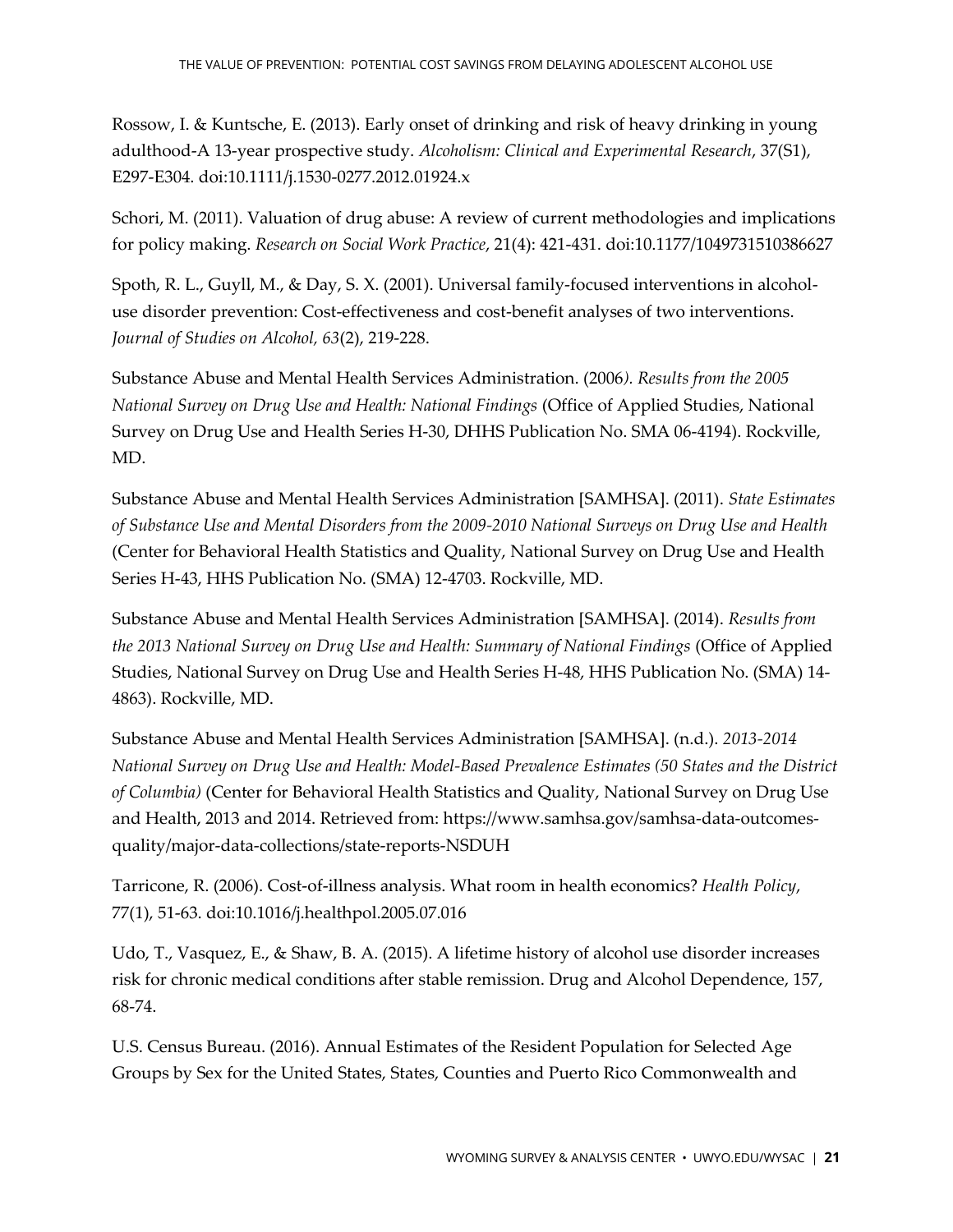Rossow, I. & Kuntsche, E. (2013). Early onset of drinking and risk of heavy drinking in young adulthood-A 13-year prospective study. *Alcoholism: Clinical and Experimental Research*, 37(S1), E297-E304. doi:10.1111/j.1530-0277.2012.01924.x

Schori, M. (2011). Valuation of drug abuse: A review of current methodologies and implications for policy making. *Research on Social Work Practice*, 21(4): 421-431. doi:10.1177/1049731510386627

Spoth, R. L., Guyll, M., & Day, S. X. (2001). Universal family-focused interventions in alcohol-use disorder prevention: Cost-effectiveness and cost-benefit analyses of two interventions. *Journal of Studies on Alcohol, 63*(2), 219-228.

Substance Abuse and Mental Health Services Administration. (2006*). Results from the 2005 National Survey on Drug Use and Health: National Findings* (Office of Applied Studies, National Survey on Drug Use and Health Series H-30, DHHS Publication No. SMA 06-4194). Rockville, MD.

Substance Abuse and Mental Health Services Administration [SAMHSA]. (2011). *State Estimates of Substance Use and Mental Disorders from the 2009-2010 National Surveys on Drug Use and Health* (Center for Behavioral Health Statistics and Quality, National Survey on Drug Use and Health Series H-43, HHS Publication No. (SMA) 12-4703. Rockville, MD.

Substance Abuse and Mental Health Services Administration [SAMHSA]. (2014). *Results from the 2013 National Survey on Drug Use and Health: Summary of National Findings* (Office of Applied Studies, National Survey on Drug Use and Health Series H-48, HHS Publication No. (SMA) 14-4863). Rockville, MD.

Substance Abuse and Mental Health Services Administration [SAMHSA]. (n.d.). *2013-2014 National Survey on Drug Use and Health: Model-Based Prevalence Estimates (50 States and the District of Columbia)* (Center for Behavioral Health Statistics and Quality, National Survey on Drug Use and Health, 2013 and 2014. Retrieved from: https://www.samhsa.gov/samhsa-data-outcomes-quality/major-data-collections/state-reports-NSDUH

Tarricone, R. (2006). Cost-of-illness analysis. What room in health economics? *Health Policy*, 77(1), 51-63. doi:10.1016/j.healthpol.2005.07.016

Udo, T., Vasquez, E., & Shaw, B. A. (2015). A lifetime history of alcohol use disorder increases risk for chronic medical conditions after stable remission. Drug and Alcohol Dependence, 157, 68-74.

U.S. Census Bureau. (2016). Annual Estimates of the Resident Population for Selected Age Groups by Sex for the United States, States, Counties and Puerto Rico Commonwealth and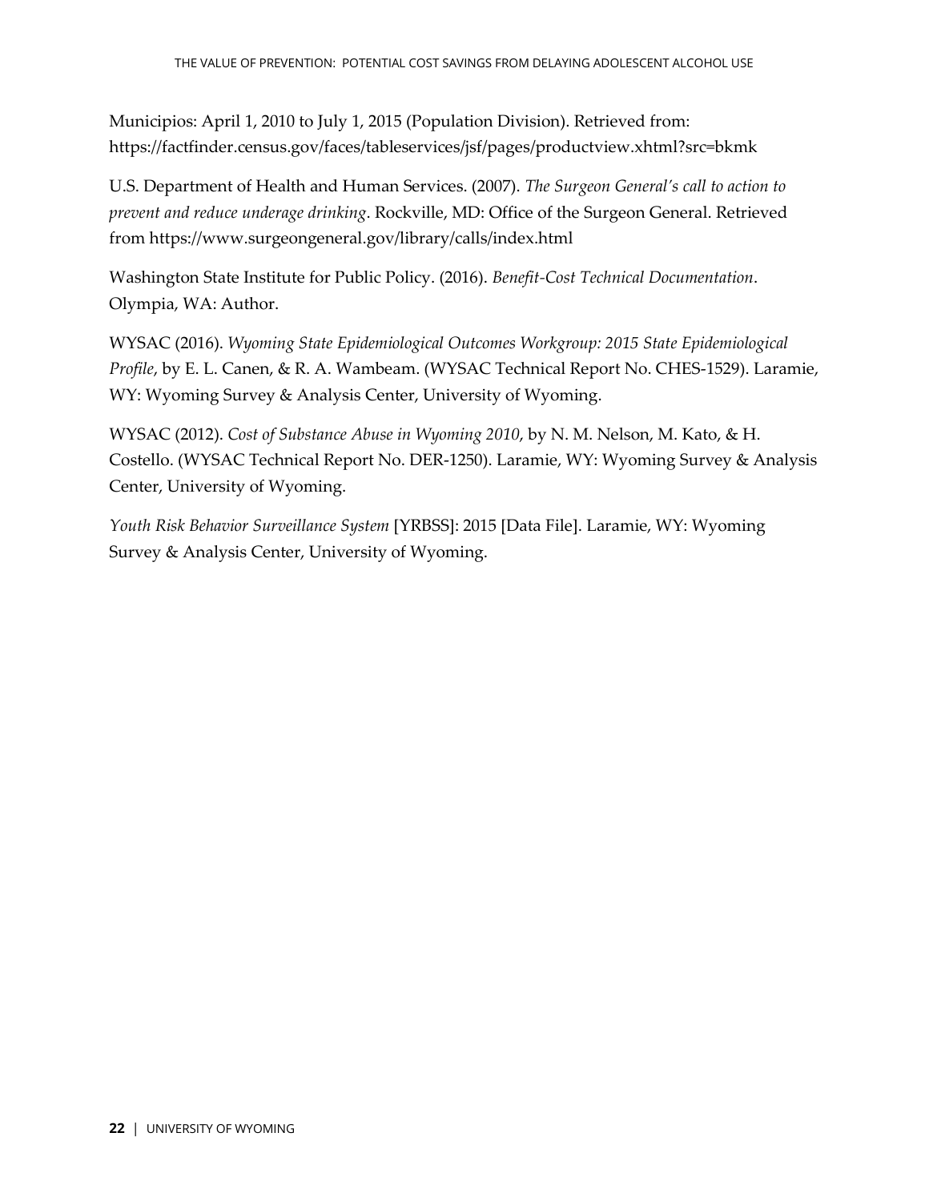Municipios: April 1, 2010 to July 1, 2015 (Population Division). Retrieved from: https://factfinder.census.gov/faces/tableservices/jsf/pages/productview.xhtml?src=bkmk

U.S. Department of Health and Human Services. (2007). *The Surgeon General's call to action to prevent and reduce underage drinking*. Rockville, MD: Office of the Surgeon General. Retrieved from https://www.surgeongeneral.gov/library/calls/index.html

Washington State Institute for Public Policy. (2016). *Benefit-Cost Technical Documentation*. Olympia, WA: Author.

WYSAC (2016). *Wyoming State Epidemiological Outcomes Workgroup: 2015 State Epidemiological Profile*, by E. L. Canen, & R. A. Wambeam. (WYSAC Technical Report No. CHES-1529). Laramie, WY: Wyoming Survey & Analysis Center, University of Wyoming.

WYSAC (2012). *Cost of Substance Abuse in Wyoming 2010*, by N. M. Nelson, M. Kato, & H. Costello. (WYSAC Technical Report No. DER-1250). Laramie, WY: Wyoming Survey & Analysis Center, University of Wyoming.

*Youth Risk Behavior Surveillance System* [YRBSS]: 2015 [Data File]. Laramie, WY: Wyoming Survey & Analysis Center, University of Wyoming.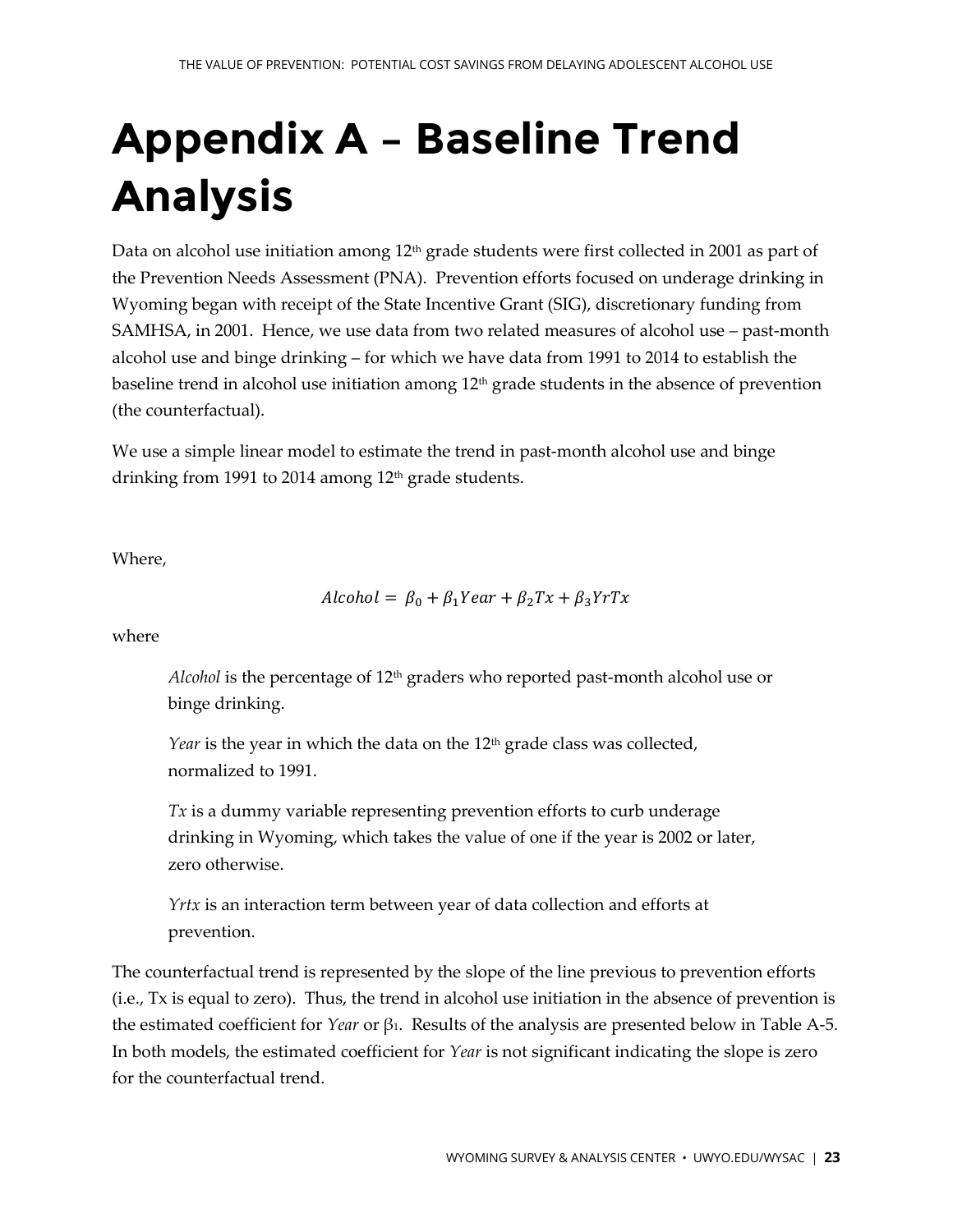# Appendix A – Baseline Trend Analysis

Data on alcohol use initiation among 12th grade students were first collected in 2001 as part of the Prevention Needs Assessment (PNA). Prevention efforts focused on underage drinking in Wyoming began with receipt of the State Incentive Grant (SIG), discretionary funding from SAMHSA, in 2001. Hence, we use data from two related measures of alcohol use – past-month alcohol use and binge drinking – for which we have data from 1991 to 2014 to establish the baseline trend in alcohol use initiation among 12th grade students in the absence of prevention (the counterfactual).

We use a simple linear model to estimate the trend in past-month alcohol use and binge drinking from 1991 to 2014 among 12th grade students.

Where,

$$Alcohol = \beta_0 + \beta_1 Year + \beta_2 Tx + \beta_3 YrTx$$

where

> *Alcohol* is the percentage of 12th graders who reported past-month alcohol use or binge drinking.
>
> *Year* is the year in which the data on the 12th grade class was collected, normalized to 1991.
>
> *Tx* is a dummy variable representing prevention efforts to curb underage drinking in Wyoming, which takes the value of one if the year is 2002 or later, zero otherwise.
>
> *Yrtx* is an interaction term between year of data collection and efforts at prevention.

The counterfactual trend is represented by the slope of the line previous to prevention efforts (i.e., Tx is equal to zero). Thus, the trend in alcohol use initiation in the absence of prevention is the estimated coefficient for *Year* or $\beta_1$. Results of the analysis are presented below in Table A-5. In both models, the estimated coefficient for *Year* is not significant indicating the slope is zero for the counterfactual trend.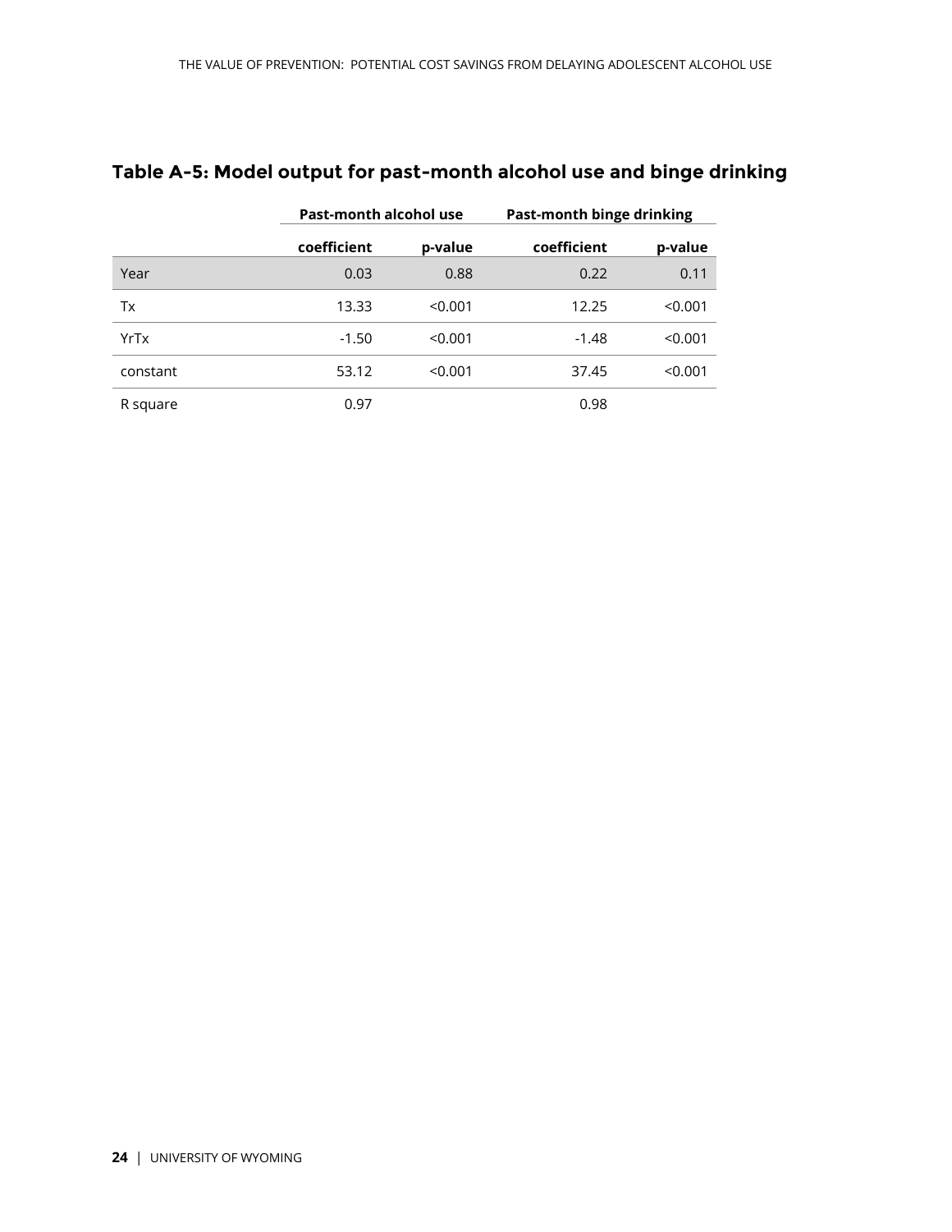## Table A-5: Model output for past-month alcohol use and binge drinking

| | Past-month alcohol use | | Past-month binge drinking | |
|---|---|---|---|---|
| | coefficient | p-value | coefficient | p-value |
| Year | 0.03 | 0.88 | 0.22 | 0.11 |
| Tx | 13.33 | <0.001 | 12.25 | <0.001 |
| YrTx | -1.50 | <0.001 | -1.48 | <0.001 |
| constant | 53.12 | <0.001 | 37.45 | <0.001 |
| R square | 0.97 | | 0.98 | |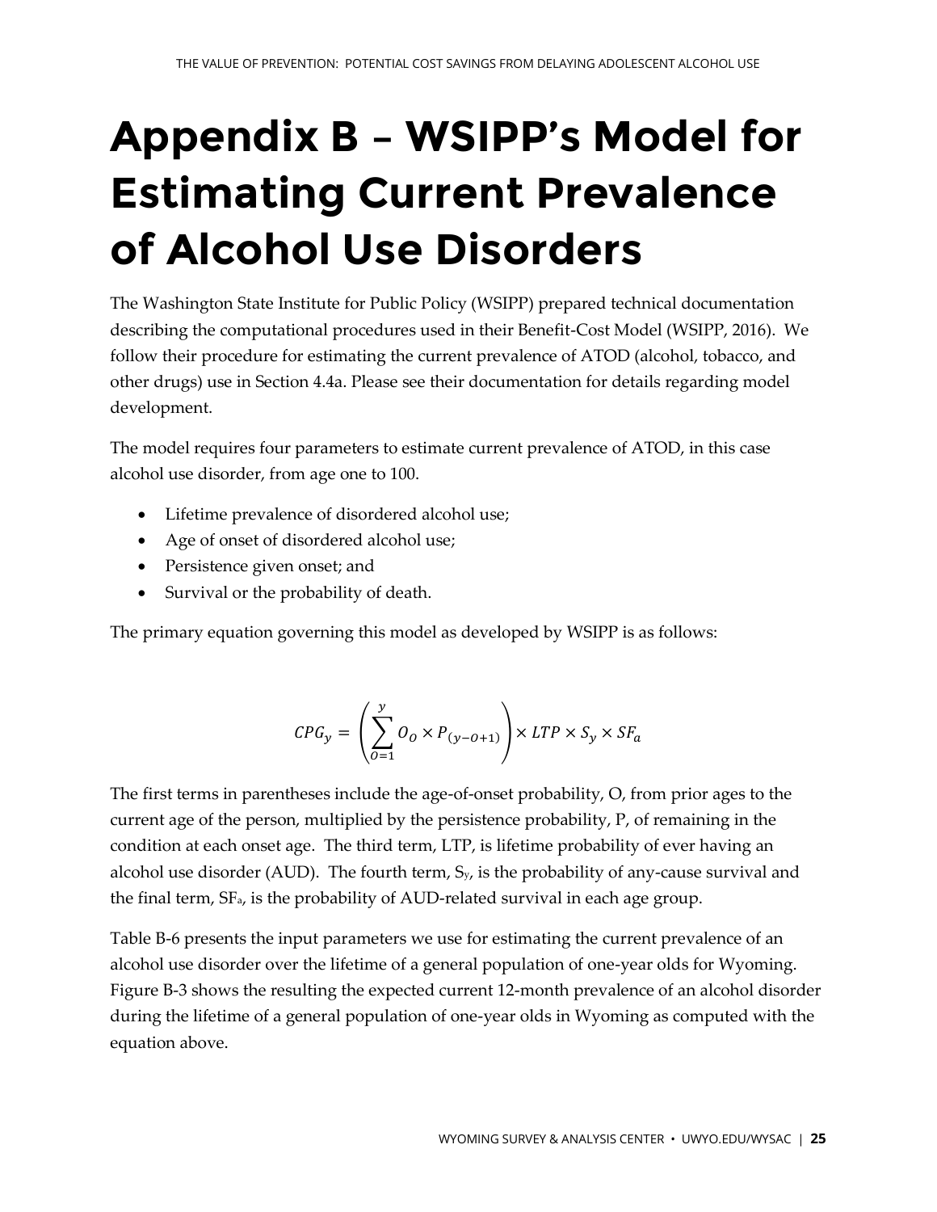# Appendix B – WSIPP's Model for Estimating Current Prevalence of Alcohol Use Disorders

The Washington State Institute for Public Policy (WSIPP) prepared technical documentation describing the computational procedures used in their Benefit-Cost Model (WSIPP, 2016). We follow their procedure for estimating the current prevalence of ATOD (alcohol, tobacco, and other drugs) use in Section 4.4a. Please see their documentation for details regarding model development.

The model requires four parameters to estimate current prevalence of ATOD, in this case alcohol use disorder, from age one to 100.

- Lifetime prevalence of disordered alcohol use;
- Age of onset of disordered alcohol use;
- Persistence given onset; and
- Survival or the probability of death.

The primary equation governing this model as developed by WSIPP is as follows:

$$CPG_y = \left( \sum_{O=1}^{y} O_O \times P_{(y-O+1)} \right) \times LTP \times S_y \times SF_a$$

The first terms in parentheses include the age-of-onset probability, O, from prior ages to the current age of the person, multiplied by the persistence probability, P, of remaining in the condition at each onset age. The third term, LTP, is lifetime probability of ever having an alcohol use disorder (AUD). The fourth term, $S_y$, is the probability of any-cause survival and the final term, $SF_a$, is the probability of AUD-related survival in each age group.

Table B-6 presents the input parameters we use for estimating the current prevalence of an alcohol use disorder over the lifetime of a general population of one-year olds for Wyoming. Figure B-3 shows the resulting the expected current 12-month prevalence of an alcohol disorder during the lifetime of a general population of one-year olds in Wyoming as computed with the equation above.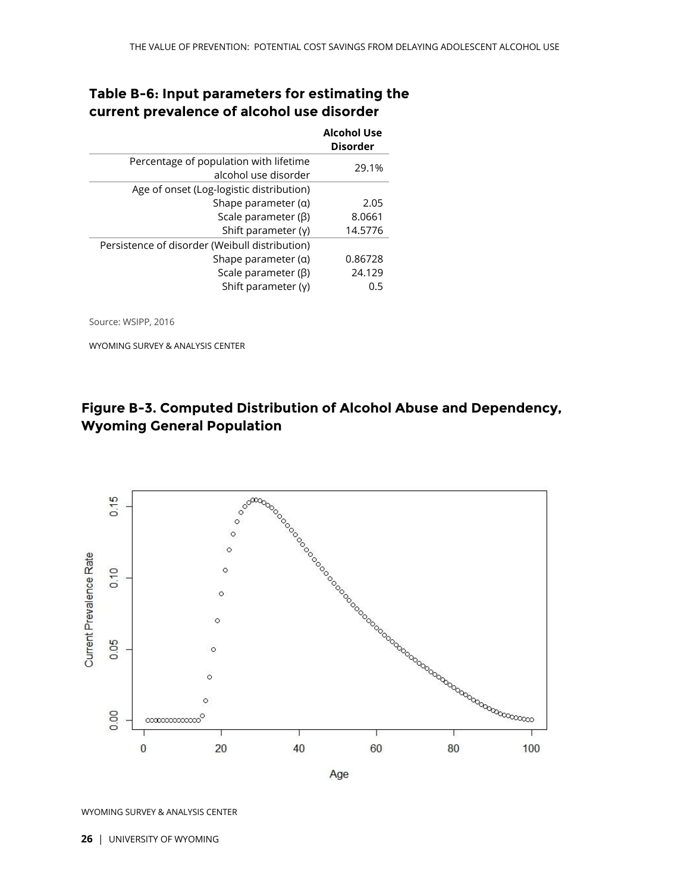### Table B-6: Input parameters for estimating the current prevalence of alcohol use disorder

| | Alcohol Use Disorder |
|---|---|
| Percentage of population with lifetime alcohol use disorder | 29.1% |
| Age of onset (Log-logistic distribution) | |
| Shape parameter (α) | 2.05 |
| Scale parameter (β) | 8.0661 |
| Shift parameter (γ) | 14.5776 |
| Persistence of disorder (Weibull distribution) | |
| Shape parameter (α) | 0.86728 |
| Scale parameter (β) | 24.129 |
| Shift parameter (γ) | 0.5 |

Source: WSIPP, 2016

WYOMING SURVEY & ANALYSIS CENTER

### Figure B-3. Computed Distribution of Alcohol Abuse and Dependency, Wyoming General Population

Current Prevalence Rate

0.00
0.05
0.10
0.15

0
20
40
60
80
100

Age

WYOMING SURVEY & ANALYSIS CENTER